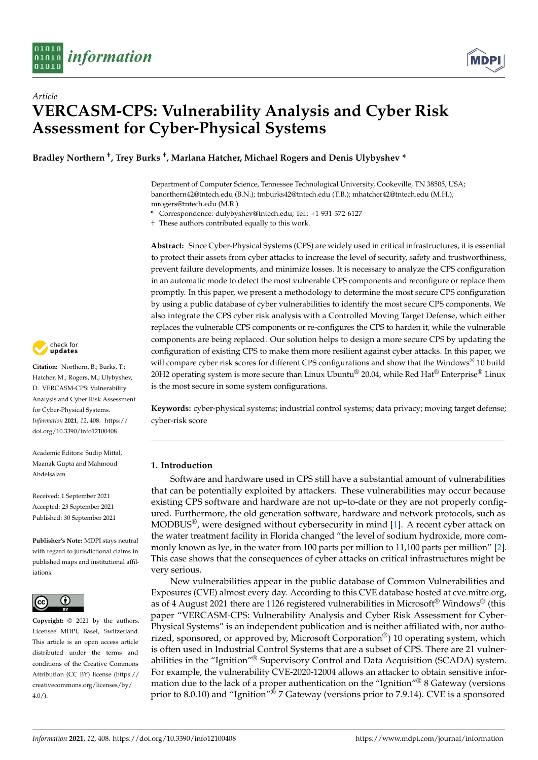*Article*

# VERCASM-CPS: Vulnerability Analysis and Cyber Risk Assessment for Cyber-Physical Systems

**Bradley Northern †, Trey Burks †, Marlana Hatcher, Michael Rogers and Denis Ulybyshev ***

Department of Computer Science, Tennessee Technological University, Cookeville, TN 38505, USA; banorthern42@tntech.edu (B.N.); tmburks42@tntech.edu (T.B.); mhatcher42@tntech.edu (M.H.); mrogers@tntech.edu (M.R.)

\* Correspondence: dulybyshev@tntech.edu; Tel.: +1-931-372-6127

† These authors contributed equally to this work.

**Abstract:** Since Cyber-Physical Systems (CPS) are widely used in critical infrastructures, it is essential to protect their assets from cyber attacks to increase the level of security, safety and trustworthiness, prevent failure developments, and minimize losses. It is necessary to analyze the CPS configuration in an automatic mode to detect the most vulnerable CPS components and reconfigure or replace them promptly. In this paper, we present a methodology to determine the most secure CPS configuration by using a public database of cyber vulnerabilities to identify the most secure CPS components. We also integrate the CPS cyber risk analysis with a Controlled Moving Target Defense, which either replaces the vulnerable CPS components or re-configures the CPS to harden it, while the vulnerable components are being replaced. Our solution helps to design a more secure CPS by updating the configuration of existing CPS to make them more resilient against cyber attacks. In this paper, we will compare cyber risk scores for different CPS configurations and show that the Windows® 10 build 20H2 operating system is more secure than Linux Ubuntu® 20.04, while Red Hat® Enterprise® Linux is the most secure in some system configurations.

**Keywords:** cyber-physical systems; industrial control systems; data privacy; moving target defense; cyber-risk score

**Citation:** Northern, B.; Burks, T.; Hatcher, M.; Rogers, M.; Ulybyshev, D. VERCASM-CPS: Vulnerability Analysis and Cyber Risk Assessment for Cyber-Physical Systems. *Information* **2021**, *12*, 408. https://doi.org/10.3390/info12100408

Academic Editors: Sudip Mittal, Maanak Gupta and Mahmoud Abdelsalam

Received: 1 September 2021
Accepted: 23 September 2021
Published: 30 September 2021

**Publisher's Note:** MDPI stays neutral with regard to jurisdictional claims in published maps and institutional affiliations.

**Copyright:** © 2021 by the authors. Licensee MDPI, Basel, Switzerland. This article is an open access article distributed under the terms and conditions of the Creative Commons Attribution (CC BY) license (https://creativecommons.org/licenses/by/4.0/).

## 1. Introduction

Software and hardware used in CPS still have a substantial amount of vulnerabilities that can be potentially exploited by attackers. These vulnerabilities may occur because existing CPS software and hardware are not up-to-date or they are not properly configured. Furthermore, the old generation software, hardware and network protocols, such as MODBUS®, were designed without cybersecurity in mind [1]. A recent cyber attack on the water treatment facility in Florida changed "the level of sodium hydroxide, more commonly known as lye, in the water from 100 parts per million to 11,100 parts per million" [2]. This case shows that the consequences of cyber attacks on critical infrastructures might be very serious.

New vulnerabilities appear in the public database of Common Vulnerabilities and Exposures (CVE) almost every day. According to this CVE database hosted at cve.mitre.org, as of 4 August 2021 there are 1126 registered vulnerabilities in Microsoft® Windows® (this paper "VERCASM-CPS: Vulnerability Analysis and Cyber Risk Assessment for Cyber-Physical Systems" is an independent publication and is neither affiliated with, nor authorized, sponsored, or approved by, Microsoft Corporation®) 10 operating system, which is often used in Industrial Control Systems that are a subset of CPS. There are 21 vulnerabilities in the "Ignition"® Supervisory Control and Data Acquisition (SCADA) system. For example, the vulnerability CVE-2020-12004 allows an attacker to obtain sensitive information due to the lack of a proper authentication on the "Ignition"® 8 Gateway (versions prior to 8.0.10) and "Ignition"® 7 Gateway (versions prior to 7.9.14). CVE is a sponsored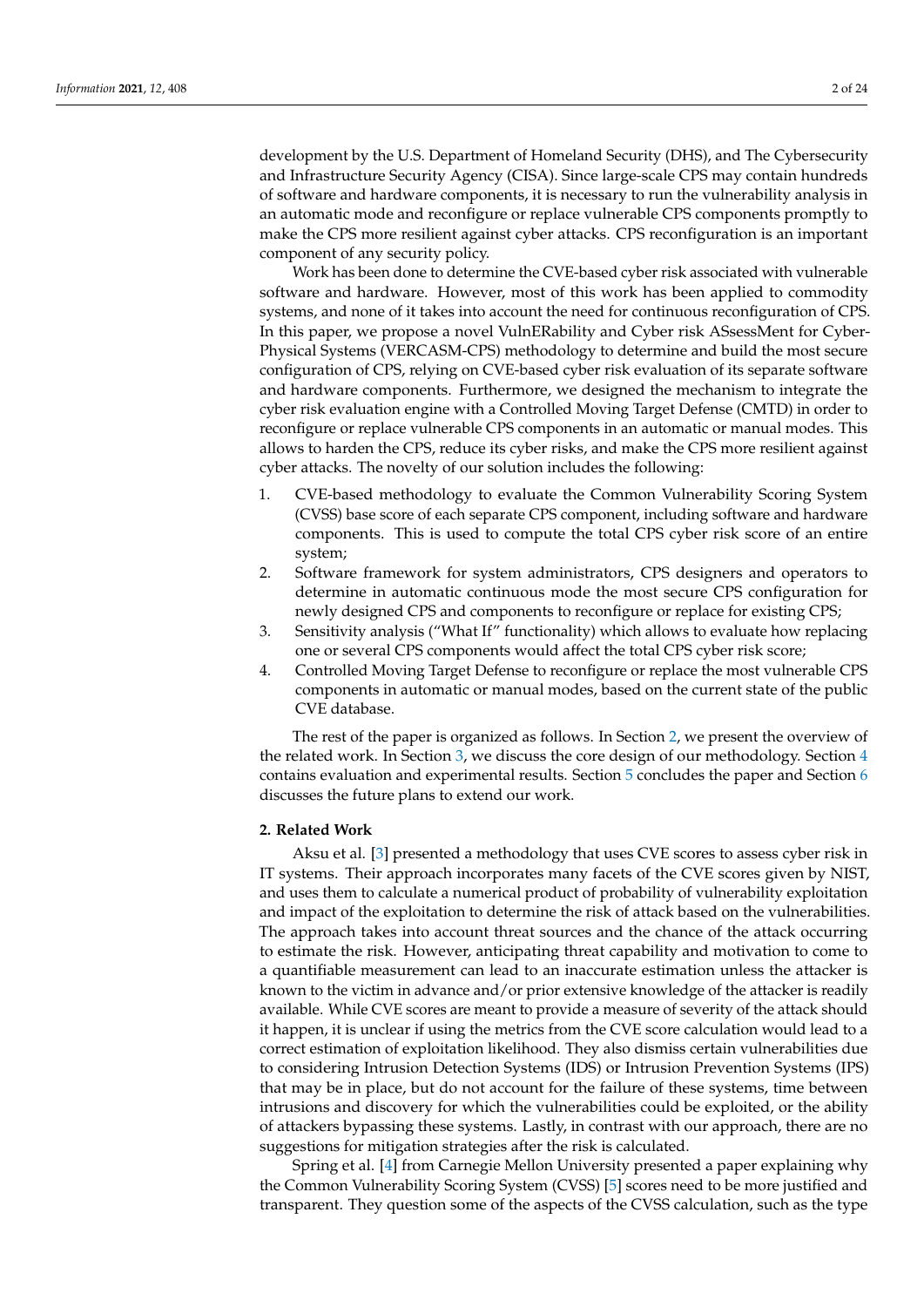development by the U.S. Department of Homeland Security (DHS), and The Cybersecurity and Infrastructure Security Agency (CISA). Since large-scale CPS may contain hundreds of software and hardware components, it is necessary to run the vulnerability analysis in an automatic mode and reconfigure or replace vulnerable CPS components promptly to make the CPS more resilient against cyber attacks. CPS reconfiguration is an important component of any security policy.

Work has been done to determine the CVE-based cyber risk associated with vulnerable software and hardware. However, most of this work has been applied to commodity systems, and none of it takes into account the need for continuous reconfiguration of CPS. In this paper, we propose a novel VulnERability and Cyber risk ASsessMent for Cyber-Physical Systems (VERCASM-CPS) methodology to determine and build the most secure configuration of CPS, relying on CVE-based cyber risk evaluation of its separate software and hardware components. Furthermore, we designed the mechanism to integrate the cyber risk evaluation engine with a Controlled Moving Target Defense (CMTD) in order to reconfigure or replace vulnerable CPS components in an automatic or manual modes. This allows to harden the CPS, reduce its cyber risks, and make the CPS more resilient against cyber attacks. The novelty of our solution includes the following:

1. CVE-based methodology to evaluate the Common Vulnerability Scoring System (CVSS) base score of each separate CPS component, including software and hardware components. This is used to compute the total CPS cyber risk score of an entire system;
2. Software framework for system administrators, CPS designers and operators to determine in automatic continuous mode the most secure CPS configuration for newly designed CPS and components to reconfigure or replace for existing CPS;
3. Sensitivity analysis ("What If" functionality) which allows to evaluate how replacing one or several CPS components would affect the total CPS cyber risk score;
4. Controlled Moving Target Defense to reconfigure or replace the most vulnerable CPS components in automatic or manual modes, based on the current state of the public CVE database.

The rest of the paper is organized as follows. In Section 2, we present the overview of the related work. In Section 3, we discuss the core design of our methodology. Section 4 contains evaluation and experimental results. Section 5 concludes the paper and Section 6 discusses the future plans to extend our work.

## 2. Related Work

Aksu et al. [3] presented a methodology that uses CVE scores to assess cyber risk in IT systems. Their approach incorporates many facets of the CVE scores given by NIST, and uses them to calculate a numerical product of probability of vulnerability exploitation and impact of the exploitation to determine the risk of attack based on the vulnerabilities. The approach takes into account threat sources and the chance of the attack occurring to estimate the risk. However, anticipating threat capability and motivation to come to a quantifiable measurement can lead to an inaccurate estimation unless the attacker is known to the victim in advance and/or prior extensive knowledge of the attacker is readily available. While CVE scores are meant to provide a measure of severity of the attack should it happen, it is unclear if using the metrics from the CVE score calculation would lead to a correct estimation of exploitation likelihood. They also dismiss certain vulnerabilities due to considering Intrusion Detection Systems (IDS) or Intrusion Prevention Systems (IPS) that may be in place, but do not account for the failure of these systems, time between intrusions and discovery for which the vulnerabilities could be exploited, or the ability of attackers bypassing these systems. Lastly, in contrast with our approach, there are no suggestions for mitigation strategies after the risk is calculated.

Spring et al. [4] from Carnegie Mellon University presented a paper explaining why the Common Vulnerability Scoring System (CVSS) [5] scores need to be more justified and transparent. They question some of the aspects of the CVSS calculation, such as the type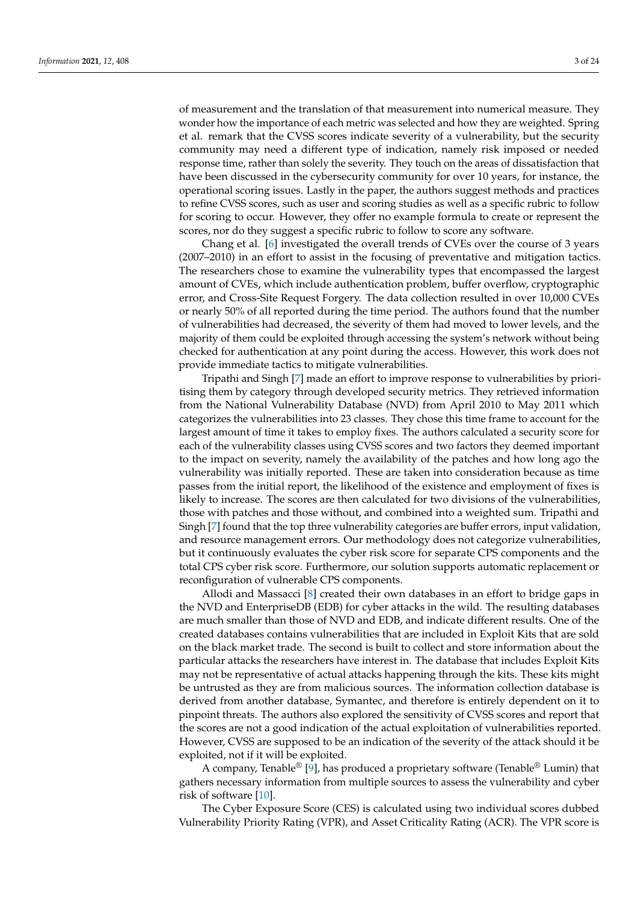of measurement and the translation of that measurement into numerical measure. They wonder how the importance of each metric was selected and how they are weighted. Spring et al. remark that the CVSS scores indicate severity of a vulnerability, but the security community may need a different type of indication, namely risk imposed or needed response time, rather than solely the severity. They touch on the areas of dissatisfaction that have been discussed in the cybersecurity community for over 10 years, for instance, the operational scoring issues. Lastly in the paper, the authors suggest methods and practices to refine CVSS scores, such as user and scoring studies as well as a specific rubric to follow for scoring to occur. However, they offer no example formula to create or represent the scores, nor do they suggest a specific rubric to follow to score any software.

Chang et al. [6] investigated the overall trends of CVEs over the course of 3 years (2007–2010) in an effort to assist in the focusing of preventative and mitigation tactics. The researchers chose to examine the vulnerability types that encompassed the largest amount of CVEs, which include authentication problem, buffer overflow, cryptographic error, and Cross-Site Request Forgery. The data collection resulted in over 10,000 CVEs or nearly 50% of all reported during the time period. The authors found that the number of vulnerabilities had decreased, the severity of them had moved to lower levels, and the majority of them could be exploited through accessing the system's network without being checked for authentication at any point during the access. However, this work does not provide immediate tactics to mitigate vulnerabilities.

Tripathi and Singh [7] made an effort to improve response to vulnerabilities by prioritising them by category through developed security metrics. They retrieved information from the National Vulnerability Database (NVD) from April 2010 to May 2011 which categorizes the vulnerabilities into 23 classes. They chose this time frame to account for the largest amount of time it takes to employ fixes. The authors calculated a security score for each of the vulnerability classes using CVSS scores and two factors they deemed important to the impact on severity, namely the availability of the patches and how long ago the vulnerability was initially reported. These are taken into consideration because as time passes from the initial report, the likelihood of the existence and employment of fixes is likely to increase. The scores are then calculated for two divisions of the vulnerabilities, those with patches and those without, and combined into a weighted sum. Tripathi and Singh [7] found that the top three vulnerability categories are buffer errors, input validation, and resource management errors. Our methodology does not categorize vulnerabilities, but it continuously evaluates the cyber risk score for separate CPS components and the total CPS cyber risk score. Furthermore, our solution supports automatic replacement or reconfiguration of vulnerable CPS components.

Allodi and Massacci [8] created their own databases in an effort to bridge gaps in the NVD and EnterpriseDB (EDB) for cyber attacks in the wild. The resulting databases are much smaller than those of NVD and EDB, and indicate different results. One of the created databases contains vulnerabilities that are included in Exploit Kits that are sold on the black market trade. The second is built to collect and store information about the particular attacks the researchers have interest in. The database that includes Exploit Kits may not be representative of actual attacks happening through the kits. These kits might be untrusted as they are from malicious sources. The information collection database is derived from another database, Symantec, and therefore is entirely dependent on it to pinpoint threats. The authors also explored the sensitivity of CVSS scores and report that the scores are not a good indication of the actual exploitation of vulnerabilities reported. However, CVSS are supposed to be an indication of the severity of the attack should it be exploited, not if it will be exploited.

A company, Tenable® [9], has produced a proprietary software (Tenable® Lumin) that gathers necessary information from multiple sources to assess the vulnerability and cyber risk of software [10].

The Cyber Exposure Score (CES) is calculated using two individual scores dubbed Vulnerability Priority Rating (VPR), and Asset Criticality Rating (ACR). The VPR score is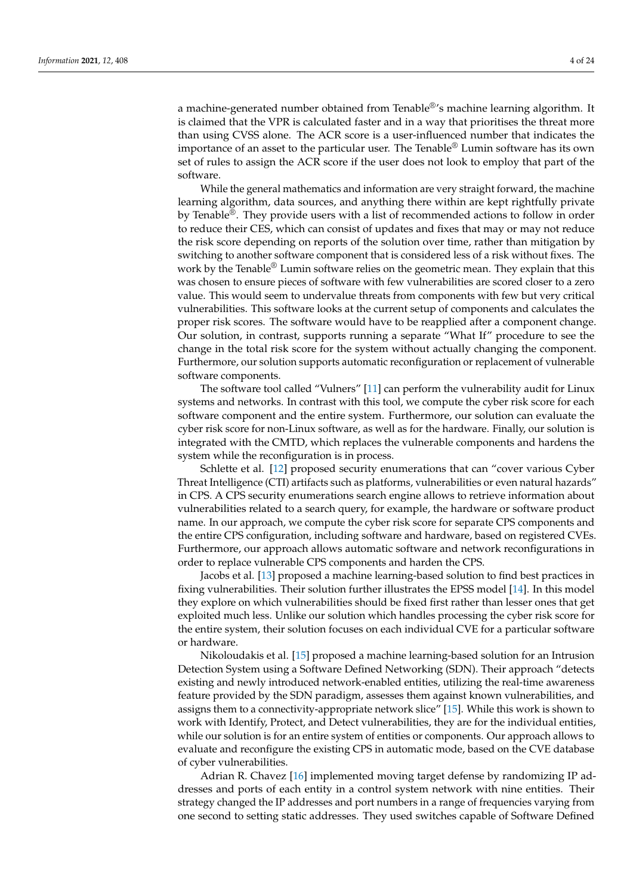a machine-generated number obtained from Tenable®'s machine learning algorithm. It is claimed that the VPR is calculated faster and in a way that prioritises the threat more than using CVSS alone. The ACR score is a user-influenced number that indicates the importance of an asset to the particular user. The Tenable® Lumin software has its own set of rules to assign the ACR score if the user does not look to employ that part of the software.

While the general mathematics and information are very straight forward, the machine learning algorithm, data sources, and anything there within are kept rightfully private by Tenable®. They provide users with a list of recommended actions to follow in order to reduce their CES, which can consist of updates and fixes that may or may not reduce the risk score depending on reports of the solution over time, rather than mitigation by switching to another software component that is considered less of a risk without fixes. The work by the Tenable® Lumin software relies on the geometric mean. They explain that this was chosen to ensure pieces of software with few vulnerabilities are scored closer to a zero value. This would seem to undervalue threats from components with few but very critical vulnerabilities. This software looks at the current setup of components and calculates the proper risk scores. The software would have to be reapplied after a component change. Our solution, in contrast, supports running a separate "What If" procedure to see the change in the total risk score for the system without actually changing the component. Furthermore, our solution supports automatic reconfiguration or replacement of vulnerable software components.

The software tool called "Vulners" [11] can perform the vulnerability audit for Linux systems and networks. In contrast with this tool, we compute the cyber risk score for each software component and the entire system. Furthermore, our solution can evaluate the cyber risk score for non-Linux software, as well as for the hardware. Finally, our solution is integrated with the CMTD, which replaces the vulnerable components and hardens the system while the reconfiguration is in process.

Schlette et al. [12] proposed security enumerations that can "cover various Cyber Threat Intelligence (CTI) artifacts such as platforms, vulnerabilities or even natural hazards" in CPS. A CPS security enumerations search engine allows to retrieve information about vulnerabilities related to a search query, for example, the hardware or software product name. In our approach, we compute the cyber risk score for separate CPS components and the entire CPS configuration, including software and hardware, based on registered CVEs. Furthermore, our approach allows automatic software and network reconfigurations in order to replace vulnerable CPS components and harden the CPS.

Jacobs et al. [13] proposed a machine learning-based solution to find best practices in fixing vulnerabilities. Their solution further illustrates the EPSS model [14]. In this model they explore on which vulnerabilities should be fixed first rather than lesser ones that get exploited much less. Unlike our solution which handles processing the cyber risk score for the entire system, their solution focuses on each individual CVE for a particular software or hardware.

Nikoloudakis et al. [15] proposed a machine learning-based solution for an Intrusion Detection System using a Software Defined Networking (SDN). Their approach "detects existing and newly introduced network-enabled entities, utilizing the real-time awareness feature provided by the SDN paradigm, assesses them against known vulnerabilities, and assigns them to a connectivity-appropriate network slice" [15]. While this work is shown to work with Identify, Protect, and Detect vulnerabilities, they are for the individual entities, while our solution is for an entire system of entities or components. Our approach allows to evaluate and reconfigure the existing CPS in automatic mode, based on the CVE database of cyber vulnerabilities.

Adrian R. Chavez [16] implemented moving target defense by randomizing IP addresses and ports of each entity in a control system network with nine entities. Their strategy changed the IP addresses and port numbers in a range of frequencies varying from one second to setting static addresses. They used switches capable of Software Defined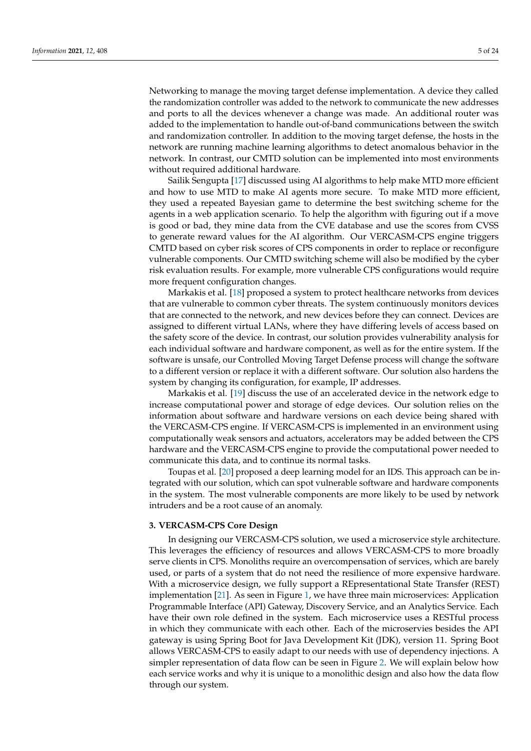Networking to manage the moving target defense implementation. A device they called the randomization controller was added to the network to communicate the new addresses and ports to all the devices whenever a change was made. An additional router was added to the implementation to handle out-of-band communications between the switch and randomization controller. In addition to the moving target defense, the hosts in the network are running machine learning algorithms to detect anomalous behavior in the network. In contrast, our CMTD solution can be implemented into most environments without required additional hardware.

Sailik Sengupta [17] discussed using AI algorithms to help make MTD more efficient and how to use MTD to make AI agents more secure. To make MTD more efficient, they used a repeated Bayesian game to determine the best switching scheme for the agents in a web application scenario. To help the algorithm with figuring out if a move is good or bad, they mine data from the CVE database and use the scores from CVSS to generate reward values for the AI algorithm. Our VERCASM-CPS engine triggers CMTD based on cyber risk scores of CPS components in order to replace or reconfigure vulnerable components. Our CMTD switching scheme will also be modified by the cyber risk evaluation results. For example, more vulnerable CPS configurations would require more frequent configuration changes.

Markakis et al. [18] proposed a system to protect healthcare networks from devices that are vulnerable to common cyber threats. The system continuously monitors devices that are connected to the network, and new devices before they can connect. Devices are assigned to different virtual LANs, where they have differing levels of access based on the safety score of the device. In contrast, our solution provides vulnerability analysis for each individual software and hardware component, as well as for the entire system. If the software is unsafe, our Controlled Moving Target Defense process will change the software to a different version or replace it with a different software. Our solution also hardens the system by changing its configuration, for example, IP addresses.

Markakis et al. [19] discuss the use of an accelerated device in the network edge to increase computational power and storage of edge devices. Our solution relies on the information about software and hardware versions on each device being shared with the VERCASM-CPS engine. If VERCASM-CPS is implemented in an environment using computationally weak sensors and actuators, accelerators may be added between the CPS hardware and the VERCASM-CPS engine to provide the computational power needed to communicate this data, and to continue its normal tasks.

Toupas et al. [20] proposed a deep learning model for an IDS. This approach can be integrated with our solution, which can spot vulnerable software and hardware components in the system. The most vulnerable components are more likely to be used by network intruders and be a root cause of an anomaly.

## 3. VERCASM-CPS Core Design

In designing our VERCASM-CPS solution, we used a microservice style architecture. This leverages the efficiency of resources and allows VERCASM-CPS to more broadly serve clients in CPS. Monoliths require an overcompensation of services, which are barely used, or parts of a system that do not need the resilience of more expensive hardware. With a microservice design, we fully support a REpresentational State Transfer (REST) implementation [21]. As seen in Figure 1, we have three main microservices: Application Programmable Interface (API) Gateway, Discovery Service, and an Analytics Service. Each have their own role defined in the system. Each microservice uses a RESTful process in which they communicate with each other. Each of the microservies besides the API gateway is using Spring Boot for Java Development Kit (JDK), version 11. Spring Boot allows VERCASM-CPS to easily adapt to our needs with use of dependency injections. A simpler representation of data flow can be seen in Figure 2. We will explain below how each service works and why it is unique to a monolithic design and also how the data flow through our system.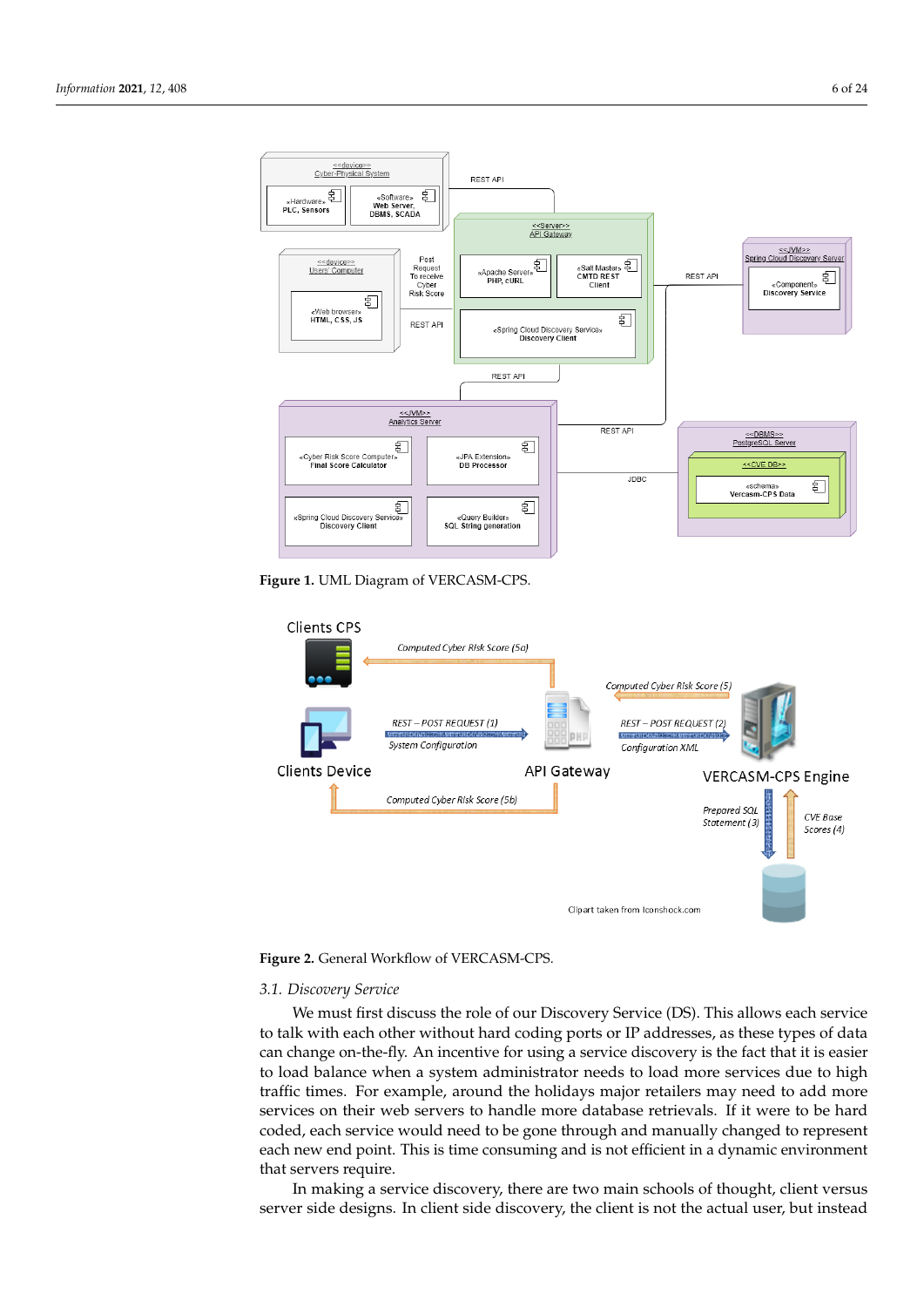Figure 1. UML Diagram of VERCASM-CPS.

Figure 2. General Workflow of VERCASM-CPS.

### 3.1. Discovery Service

We must first discuss the role of our Discovery Service (DS). This allows each service to talk with each other without hard coding ports or IP addresses, as these types of data can change on-the-fly. An incentive for using a service discovery is the fact that it is easier to load balance when a system administrator needs to load more services due to high traffic times. For example, around the holidays major retailers may need to add more services on their web servers to handle more database retrievals. If it were to be hard coded, each service would need to be gone through and manually changed to represent each new end point. This is time consuming and is not efficient in a dynamic environment that servers require.

In making a service discovery, there are two main schools of thought, client versus server side designs. In client side discovery, the client is not the actual user, but instead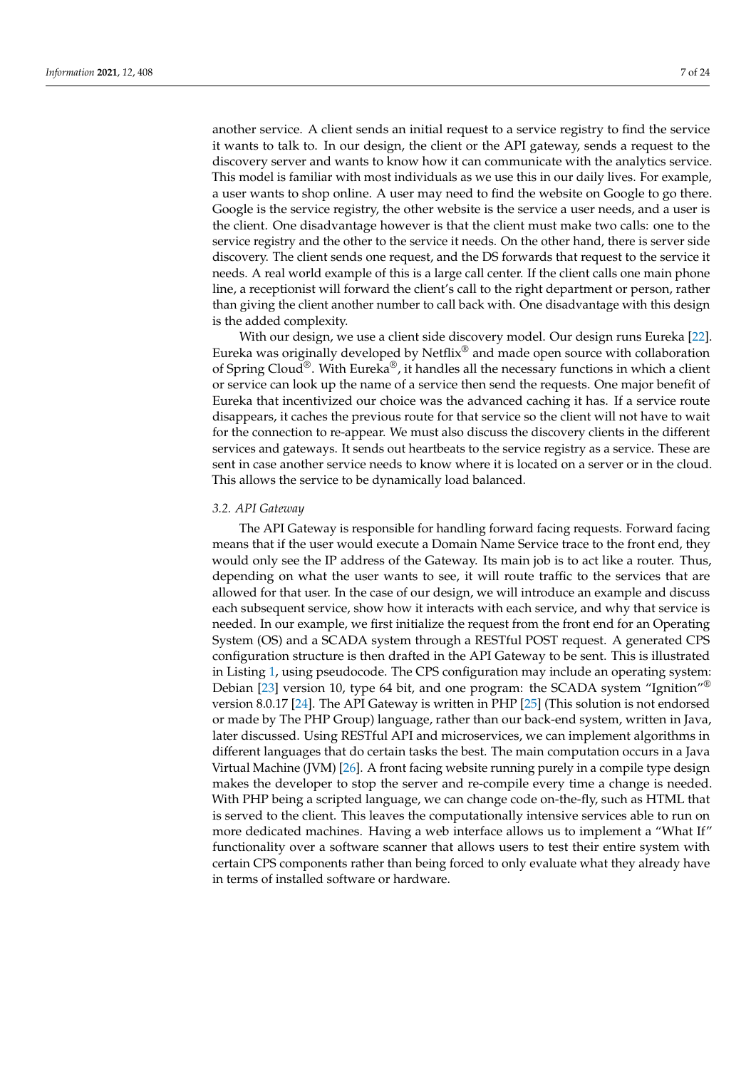another service. A client sends an initial request to a service registry to find the service it wants to talk to. In our design, the client or the API gateway, sends a request to the discovery server and wants to know how it can communicate with the analytics service. This model is familiar with most individuals as we use this in our daily lives. For example, a user wants to shop online. A user may need to find the website on Google to go there. Google is the service registry, the other website is the service a user needs, and a user is the client. One disadvantage however is that the client must make two calls: one to the service registry and the other to the service it needs. On the other hand, there is server side discovery. The client sends one request, and the DS forwards that request to the service it needs. A real world example of this is a large call center. If the client calls one main phone line, a receptionist will forward the client's call to the right department or person, rather than giving the client another number to call back with. One disadvantage with this design is the added complexity.

With our design, we use a client side discovery model. Our design runs Eureka [22]. Eureka was originally developed by Netflix® and made open source with collaboration of Spring Cloud®. With Eureka®, it handles all the necessary functions in which a client or service can look up the name of a service then send the requests. One major benefit of Eureka that incentivized our choice was the advanced caching it has. If a service route disappears, it caches the previous route for that service so the client will not have to wait for the connection to re-appear. We must also discuss the discovery clients in the different services and gateways. It sends out heartbeats to the service registry as a service. These are sent in case another service needs to know where it is located on a server or in the cloud. This allows the service to be dynamically load balanced.

### 3.2. API Gateway

The API Gateway is responsible for handling forward facing requests. Forward facing means that if the user would execute a Domain Name Service trace to the front end, they would only see the IP address of the Gateway. Its main job is to act like a router. Thus, depending on what the user wants to see, it will route traffic to the services that are allowed for that user. In the case of our design, we will introduce an example and discuss each subsequent service, show how it interacts with each service, and why that service is needed. In our example, we first initialize the request from the front end for an Operating System (OS) and a SCADA system through a RESTful POST request. A generated CPS configuration structure is then drafted in the API Gateway to be sent. This is illustrated in Listing 1, using pseudocode. The CPS configuration may include an operating system: Debian [23] version 10, type 64 bit, and one program: the SCADA system "Ignition"® version 8.0.17 [24]. The API Gateway is written in PHP [25] (This solution is not endorsed or made by The PHP Group) language, rather than our back-end system, written in Java, later discussed. Using RESTful API and microservices, we can implement algorithms in different languages that do certain tasks the best. The main computation occurs in a Java Virtual Machine (JVM) [26]. A front facing website running purely in a compile type design makes the developer to stop the server and re-compile every time a change is needed. With PHP being a scripted language, we can change code on-the-fly, such as HTML that is served to the client. This leaves the computationally intensive services able to run on more dedicated machines. Having a web interface allows us to implement a "What If" functionality over a software scanner that allows users to test their entire system with certain CPS components rather than being forced to only evaluate what they already have in terms of installed software or hardware.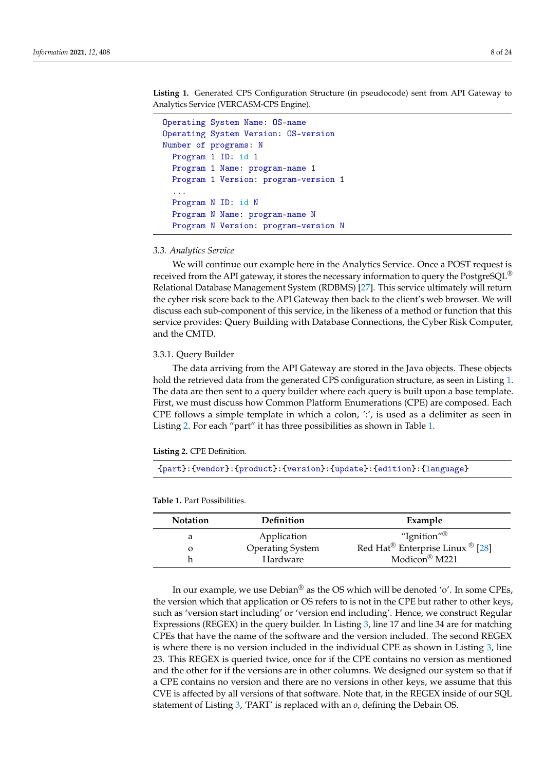**Listing 1.** Generated CPS Configuration Structure (in pseudocode) sent from API Gateway to Analytics Service (VERCASM-CPS Engine).

```
Operating System Name: OS-name
Operating System Version: OS-version
Number of programs: N
  Program 1 ID: id 1
  Program 1 Name: program-name 1
  Program 1 Version: program-version 1
  ...
  Program N ID: id N
  Program N Name: program-name N
  Program N Version: program-version N
```

### *3.3. Analytics Service*

We will continue our example here in the Analytics Service. Once a POST request is received from the API gateway, it stores the necessary information to query the PostgreSQL® Relational Database Management System (RDBMS) [27]. This service ultimately will return the cyber risk score back to the API Gateway then back to the client's web browser. We will discuss each sub-component of this service, in the likeness of a method or function that this service provides: Query Building with Database Connections, the Cyber Risk Computer, and the CMTD.

#### 3.3.1. Query Builder

The data arriving from the API Gateway are stored in the Java objects. These objects hold the retrieved data from the generated CPS configuration structure, as seen in Listing 1. The data are then sent to a query builder where each query is built upon a base template. First, we must discuss how Common Platform Enumerations (CPE) are composed. Each CPE follows a simple template in which a colon, ':', is used as a delimiter as seen in Listing 2. For each "part" it has three possibilities as shown in Table 1.

**Listing 2.** CPE Definition.

```
{part}:{vendor}:{product}:{version}:{update}:{edition}:{language}
```

**Table 1.** Part Possibilities.

| Notation | Definition | Example |
|---|---|---|
| a | Application | "Ignition"® |
| o | Operating System | Red Hat® Enterprise Linux ® [28] |
| h | Hardware | Modicon® M221 |

In our example, we use Debian® as the OS which will be denoted 'o'. In some CPEs, the version which that application or OS refers to is not in the CPE but rather to other keys, such as 'version start including' or 'version end including'. Hence, we construct Regular Expressions (REGEX) in the query builder. In Listing 3, line 17 and line 34 are for matching CPEs that have the name of the software and the version included. The second REGEX is where there is no version included in the individual CPE as shown in Listing 3, line 23. This REGEX is queried twice, once for if the CPE contains no version as mentioned and the other for if the versions are in other columns. We designed our system so that if a CPE contains no version and there are no versions in other keys, we assume that this CVE is affected by all versions of that software. Note that, in the REGEX inside of our SQL statement of Listing 3, 'PART' is replaced with an *o*, defining the Debain OS.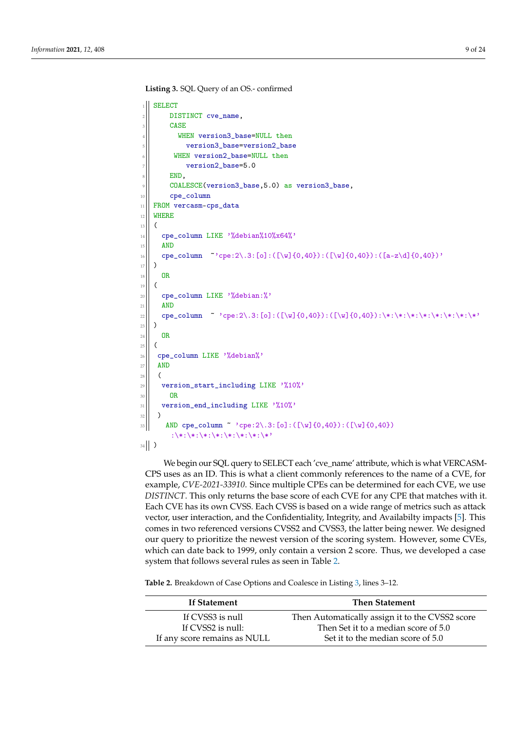**Listing 3.** SQL Query of an OS.- confirmed

```
SELECT
    DISTINCT cve_name,
    CASE
      WHEN version3_base=NULL then
        version3_base=version2_base
     WHEN version2_base=NULL then
        version2_base=5.0
    END,
    COALESCE(version3_base,5.0) as version3_base,
    cpe_column
FROM vercasm-cps_data
WHERE
(
  cpe_column LIKE '%debian%10%x64%'
  AND
  cpe_column  ~'cpe:2\.3:[o]:([\w]{0,40}):([\w]{0,40}):([a-z\d]{0,40})'
)
  OR
(
  cpe_column LIKE '%debian:%'
  AND
  cpe_column  ~ 'cpe:2\.3:[o]:([\w]{0,40}):([\w]{0,40}):\*:\*:\*:\*:\*:\*:\*:\*'
)
  OR
(
 cpe_column LIKE '%debian%'
 AND
 (
  version_start_including LIKE '%10%'
    OR
  version_end_including LIKE '%10%'
 )
   AND cpe_column ~ 'cpe:2\.3:[o]:([\w]{0,40}):([\w]{0,40})
     :\*:\*:\*:\*:\*:\*:\*:\*'
)
```

We begin our SQL query to SELECT each 'cve_name' attribute, which is what VERCASM-CPS uses as an ID. This is what a client commonly references to the name of a CVE, for example, *CVE-2021-33910*. Since multiple CPEs can be determined for each CVE, we use *DISTINCT*. This only returns the base score of each CVE for any CPE that matches with it. Each CVE has its own CVSS. Each CVSS is based on a wide range of metrics such as attack vector, user interaction, and the Confidentiality, Integrity, and Availabilty impacts [5]. This comes in two referenced versions CVSS2 and CVSS3, the latter being newer. We designed our query to prioritize the newest version of the scoring system. However, some CVEs, which can date back to 1999, only contain a version 2 score. Thus, we developed a case system that follows several rules as seen in Table 2.

**Table 2.** Breakdown of Case Options and Coalesce in Listing 3, lines 3–12.

| If Statement | Then Statement |
|---|---|
| If CVSS3 is null | Then Automatically assign it to the CVSS2 score |
| If CVSS2 is null: | Then Set it to a median score of 5.0 |
| If any score remains as NULL | Set it to the median score of 5.0 |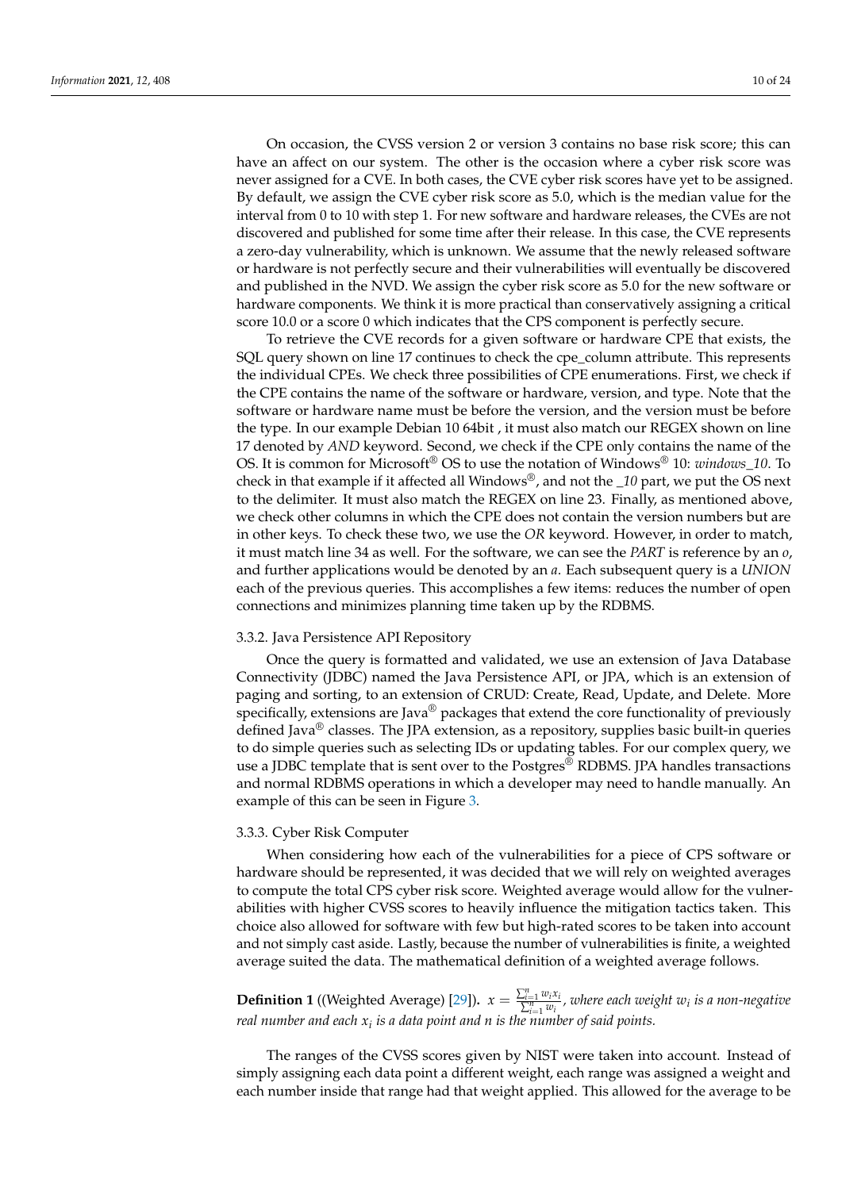On occasion, the CVSS version 2 or version 3 contains no base risk score; this can have an affect on our system. The other is the occasion where a cyber risk score was never assigned for a CVE. In both cases, the CVE cyber risk scores have yet to be assigned. By default, we assign the CVE cyber risk score as 5.0, which is the median value for the interval from 0 to 10 with step 1. For new software and hardware releases, the CVEs are not discovered and published for some time after their release. In this case, the CVE represents a zero-day vulnerability, which is unknown. We assume that the newly released software or hardware is not perfectly secure and their vulnerabilities will eventually be discovered and published in the NVD. We assign the cyber risk score as 5.0 for the new software or hardware components. We think it is more practical than conservatively assigning a critical score 10.0 or a score 0 which indicates that the CPS component is perfectly secure.

To retrieve the CVE records for a given software or hardware CPE that exists, the SQL query shown on line 17 continues to check the cpe_column attribute. This represents the individual CPEs. We check three possibilities of CPE enumerations. First, we check if the CPE contains the name of the software or hardware, version, and type. Note that the software or hardware name must be before the version, and the version must be before the type. In our example Debian 10 64bit , it must also match our REGEX shown on line 17 denoted by *AND* keyword. Second, we check if the CPE only contains the name of the OS. It is common for Microsoft® OS to use the notation of Windows® 10: *windows_10*. To check in that example if it affected all Windows®, and not the *_10* part, we put the OS next to the delimiter. It must also match the REGEX on line 23. Finally, as mentioned above, we check other columns in which the CPE does not contain the version numbers but are in other keys. To check these two, we use the *OR* keyword. However, in order to match, it must match line 34 as well. For the software, we can see the *PART* is reference by an *o*, and further applications would be denoted by an *a*. Each subsequent query is a *UNION* each of the previous queries. This accomplishes a few items: reduces the number of open connections and minimizes planning time taken up by the RDBMS.

### 3.3.2. Java Persistence API Repository

Once the query is formatted and validated, we use an extension of Java Database Connectivity (JDBC) named the Java Persistence API, or JPA, which is an extension of paging and sorting, to an extension of CRUD: Create, Read, Update, and Delete. More specifically, extensions are Java® packages that extend the core functionality of previously defined Java® classes. The JPA extension, as a repository, supplies basic built-in queries to do simple queries such as selecting IDs or updating tables. For our complex query, we use a JDBC template that is sent over to the Postgres® RDBMS. JPA handles transactions and normal RDBMS operations in which a developer may need to handle manually. An example of this can be seen in Figure 3.

### 3.3.3. Cyber Risk Computer

When considering how each of the vulnerabilities for a piece of CPS software or hardware should be represented, it was decided that we will rely on weighted averages to compute the total CPS cyber risk score. Weighted average would allow for the vulnerabilities with higher CVSS scores to heavily influence the mitigation tactics taken. This choice also allowed for software with few but high-rated scores to be taken into account and not simply cast aside. Lastly, because the number of vulnerabilities is finite, a weighted average suited the data. The mathematical definition of a weighted average follows.

**Definition 1** ((Weighted Average) [29])**.** $x = \frac{\sum_{i=1}^{n} w_i x_i}{\sum_{i=1}^{n} w_i}$, *where each weight $w_i$ is a non-negative real number and each $x_i$ is a data point and $n$ is the number of said points.*

The ranges of the CVSS scores given by NIST were taken into account. Instead of simply assigning each data point a different weight, each range was assigned a weight and each number inside that range had that weight applied. This allowed for the average to be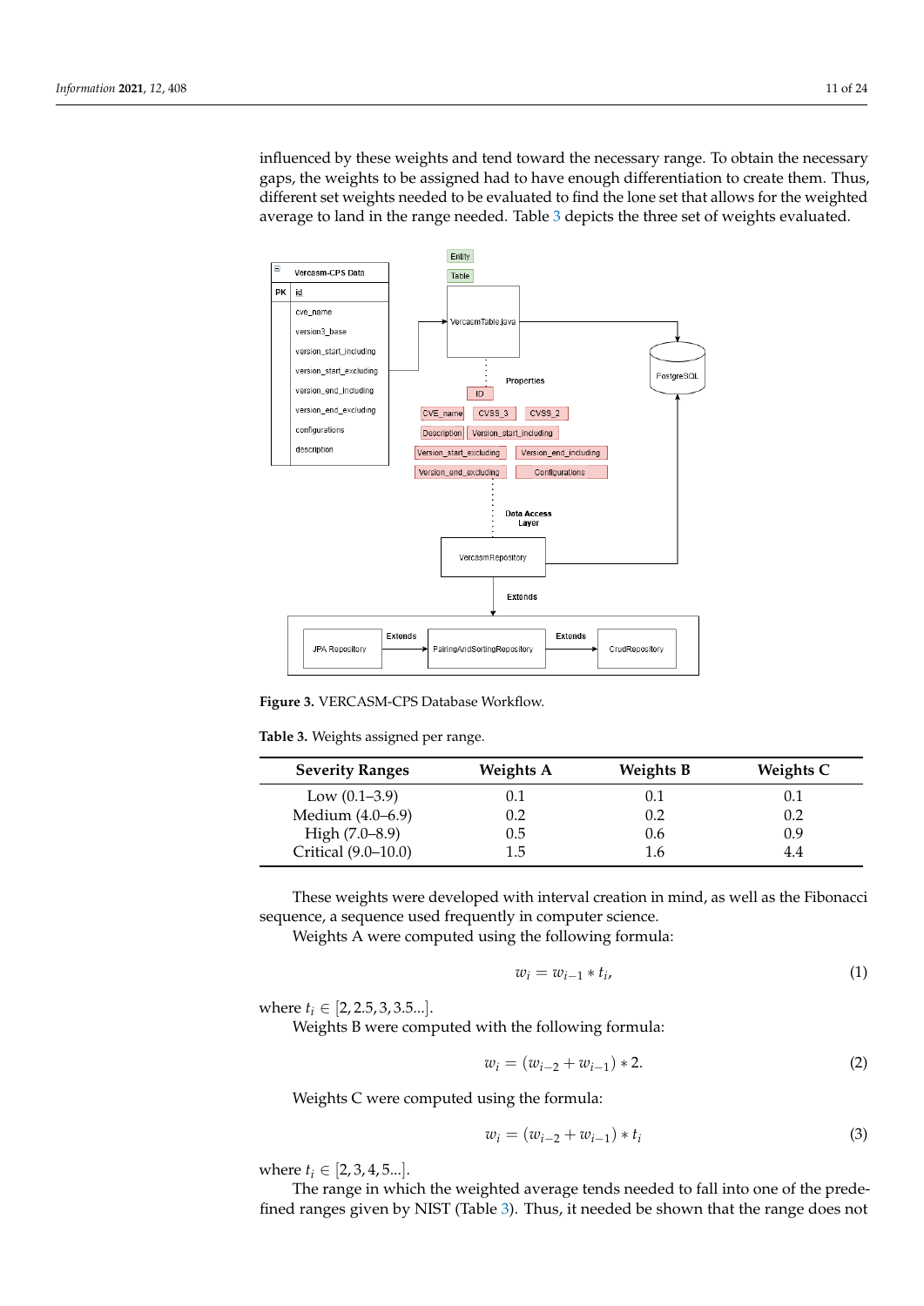influenced by these weights and tend toward the necessary range. To obtain the necessary gaps, the weights to be assigned had to have enough differentiation to create them. Thus, different set weights needed to be evaluated to find the lone set that allows for the weighted average to land in the range needed. Table 3 depicts the three set of weights evaluated.

**Figure 3.** VERCASM-CPS Database Workflow.

**Table 3.** Weights assigned per range.

| Severity Ranges | Weights A | Weights B | Weights C |
|---|---|---|---|
| Low (0.1–3.9) | 0.1 | 0.1 | 0.1 |
| Medium (4.0–6.9) | 0.2 | 0.2 | 0.2 |
| High (7.0–8.9) | 0.5 | 0.6 | 0.9 |
| Critical (9.0–10.0) | 1.5 | 1.6 | 4.4 |

These weights were developed with interval creation in mind, as well as the Fibonacci sequence, a sequence used frequently in computer science.

Weights A were computed using the following formula:

$$w_i = w_{i-1} * t_i, \tag{1}$$

where $t_i \in [2, 2.5, 3, 3.5...]$.

Weights B were computed with the following formula:

$$w_i = (w_{i-2} + w_{i-1}) * 2. \tag{2}$$

Weights C were computed using the formula:

$$w_i = (w_{i-2} + w_{i-1}) * t_i \tag{3}$$

where $t_i \in [2, 3, 4, 5...]$.

The range in which the weighted average tends needed to fall into one of the predefined ranges given by NIST (Table 3). Thus, it needed be shown that the range does not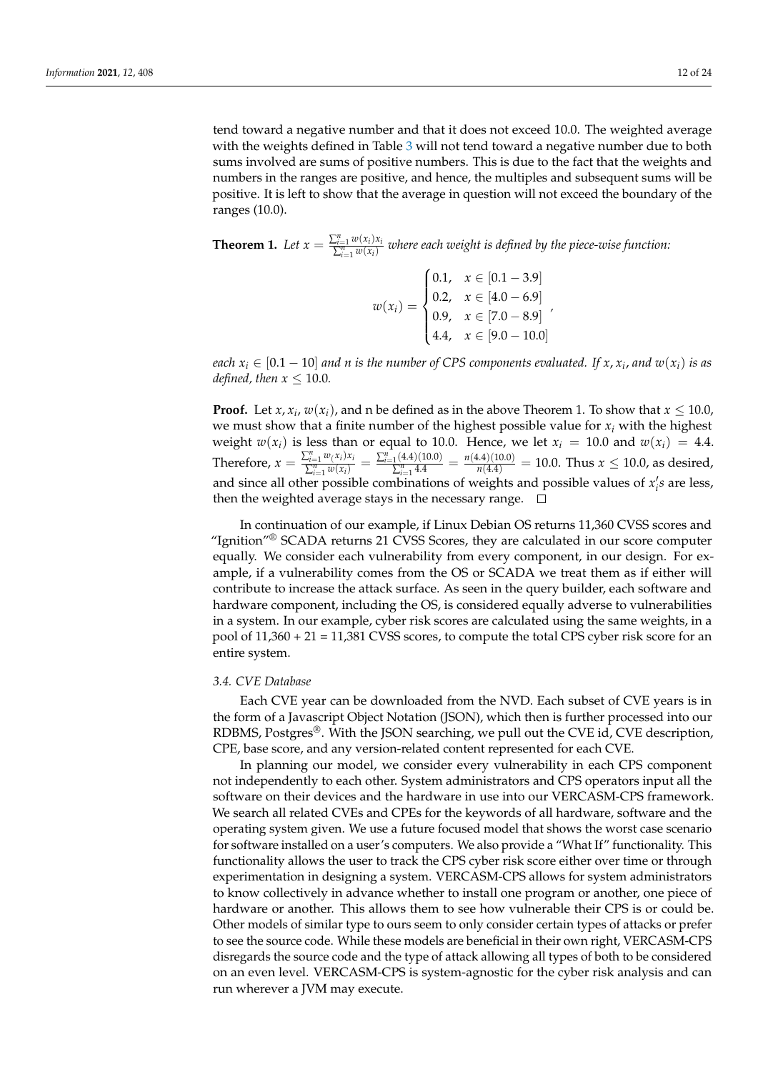tend toward a negative number and that it does not exceed 10.0. The weighted average with the weights defined in Table 3 will not tend toward a negative number due to both sums involved are sums of positive numbers. This is due to the fact that the weights and numbers in the ranges are positive, and hence, the multiples and subsequent sums will be positive. It is left to show that the average in question will not exceed the boundary of the ranges (10.0).

**Theorem 1.** *Let* $x = \frac{\sum_{i=1}^{n} w(x_i)x_i}{\sum_{i=1}^{n} w(x_i)}$ *where each weight is defined by the piece-wise function:*

$$w(x_i) = \begin{cases} 0.1, & x \in [0.1 - 3.9] \\ 0.2, & x \in [4.0 - 6.9] \\ 0.9, & x \in [7.0 - 8.9] \\ 4.4, & x \in [9.0 - 10.0] \end{cases},$$

*each* $x_i \in [0.1 - 10]$ *and n is the number of CPS components evaluated. If* $x, x_i$*, and* $w(x_i)$ *is as defined, then* $x \leq 10.0$*.*

**Proof.** Let $x, x_i, w(x_i)$, and n be defined as in the above Theorem 1. To show that $x \leq 10.0$, we must show that a finite number of the highest possible value for $x_i$ with the highest weight $w(x_i)$ is less than or equal to 10.0. Hence, we let $x_i = 10.0$ and $w(x_i) = 4.4$. Therefore, $x = \frac{\sum_{i=1}^{n} w_(x_i)x_i}{\sum_{i=1}^{n} w(x_i)} = \frac{\sum_{i=1}^{n}(4.4)(10.0)}{\sum_{i=1}^{n} 4.4} = \frac{n(4.4)(10.0)}{n(4.4)} = 10.0$. Thus $x \leq 10.0$, as desired, and since all other possible combinations of weights and possible values of $x_i's$ are less, then the weighted average stays in the necessary range. □

In continuation of our example, if Linux Debian OS returns 11,360 CVSS scores and "Ignition"® SCADA returns 21 CVSS Scores, they are calculated in our score computer equally. We consider each vulnerability from every component, in our design. For example, if a vulnerability comes from the OS or SCADA we treat them as if either will contribute to increase the attack surface. As seen in the query builder, each software and hardware component, including the OS, is considered equally adverse to vulnerabilities in a system. In our example, cyber risk scores are calculated using the same weights, in a pool of 11,360 + 21 = 11,381 CVSS scores, to compute the total CPS cyber risk score for an entire system.

### *3.4. CVE Database*

Each CVE year can be downloaded from the NVD. Each subset of CVE years is in the form of a Javascript Object Notation (JSON), which then is further processed into our RDBMS, Postgres®. With the JSON searching, we pull out the CVE id, CVE description, CPE, base score, and any version-related content represented for each CVE.

In planning our model, we consider every vulnerability in each CPS component not independently to each other. System administrators and CPS operators input all the software on their devices and the hardware in use into our VERCASM-CPS framework. We search all related CVEs and CPEs for the keywords of all hardware, software and the operating system given. We use a future focused model that shows the worst case scenario for software installed on a user's computers. We also provide a "What If" functionality. This functionality allows the user to track the CPS cyber risk score either over time or through experimentation in designing a system. VERCASM-CPS allows for system administrators to know collectively in advance whether to install one program or another, one piece of hardware or another. This allows them to see how vulnerable their CPS is or could be. Other models of similar type to ours seem to only consider certain types of attacks or prefer to see the source code. While these models are beneficial in their own right, VERCASM-CPS disregards the source code and the type of attack allowing all types of both to be considered on an even level. VERCASM-CPS is system-agnostic for the cyber risk analysis and can run wherever a JVM may execute.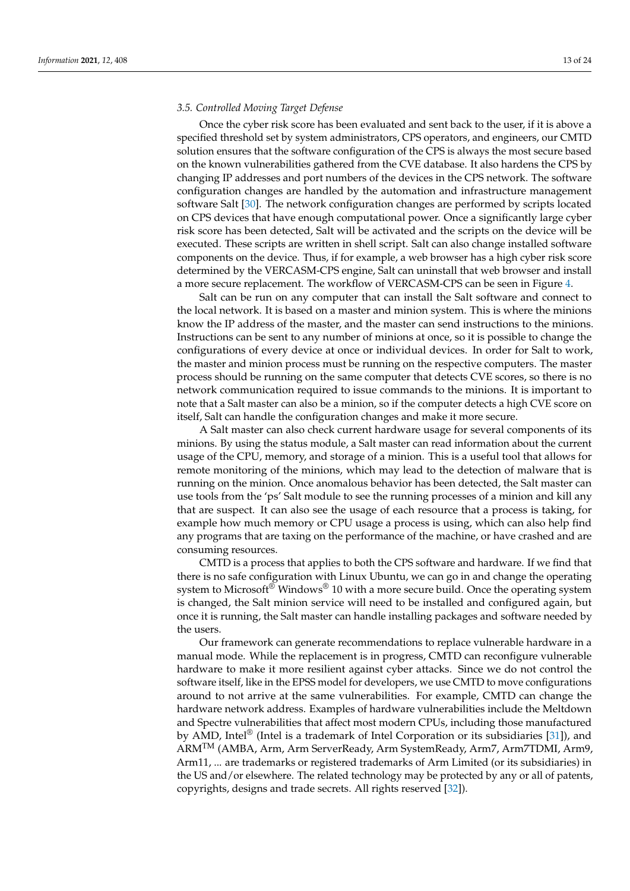### 3.5. Controlled Moving Target Defense

Once the cyber risk score has been evaluated and sent back to the user, if it is above a specified threshold set by system administrators, CPS operators, and engineers, our CMTD solution ensures that the software configuration of the CPS is always the most secure based on the known vulnerabilities gathered from the CVE database. It also hardens the CPS by changing IP addresses and port numbers of the devices in the CPS network. The software configuration changes are handled by the automation and infrastructure management software Salt [30]. The network configuration changes are performed by scripts located on CPS devices that have enough computational power. Once a significantly large cyber risk score has been detected, Salt will be activated and the scripts on the device will be executed. These scripts are written in shell script. Salt can also change installed software components on the device. Thus, if for example, a web browser has a high cyber risk score determined by the VERCASM-CPS engine, Salt can uninstall that web browser and install a more secure replacement. The workflow of VERCASM-CPS can be seen in Figure 4.

Salt can be run on any computer that can install the Salt software and connect to the local network. It is based on a master and minion system. This is where the minions know the IP address of the master, and the master can send instructions to the minions. Instructions can be sent to any number of minions at once, so it is possible to change the configurations of every device at once or individual devices. In order for Salt to work, the master and minion process must be running on the respective computers. The master process should be running on the same computer that detects CVE scores, so there is no network communication required to issue commands to the minions. It is important to note that a Salt master can also be a minion, so if the computer detects a high CVE score on itself, Salt can handle the configuration changes and make it more secure.

A Salt master can also check current hardware usage for several components of its minions. By using the status module, a Salt master can read information about the current usage of the CPU, memory, and storage of a minion. This is a useful tool that allows for remote monitoring of the minions, which may lead to the detection of malware that is running on the minion. Once anomalous behavior has been detected, the Salt master can use tools from the 'ps' Salt module to see the running processes of a minion and kill any that are suspect. It can also see the usage of each resource that a process is taking, for example how much memory or CPU usage a process is using, which can also help find any programs that are taxing on the performance of the machine, or have crashed and are consuming resources.

CMTD is a process that applies to both the CPS software and hardware. If we find that there is no safe configuration with Linux Ubuntu, we can go in and change the operating system to Microsoft® Windows® 10 with a more secure build. Once the operating system is changed, the Salt minion service will need to be installed and configured again, but once it is running, the Salt master can handle installing packages and software needed by the users.

Our framework can generate recommendations to replace vulnerable hardware in a manual mode. While the replacement is in progress, CMTD can reconfigure vulnerable hardware to make it more resilient against cyber attacks. Since we do not control the software itself, like in the EPSS model for developers, we use CMTD to move configurations around to not arrive at the same vulnerabilities. For example, CMTD can change the hardware network address. Examples of hardware vulnerabilities include the Meltdown and Spectre vulnerabilities that affect most modern CPUs, including those manufactured by AMD, Intel® (Intel is a trademark of Intel Corporation or its subsidiaries [31]), and ARM™ (AMBA, Arm, Arm ServerReady, Arm SystemReady, Arm7, Arm7TDMI, Arm9, Arm11, ... are trademarks or registered trademarks of Arm Limited (or its subsidiaries) in the US and/or elsewhere. The related technology may be protected by any or all of patents, copyrights, designs and trade secrets. All rights reserved [32]).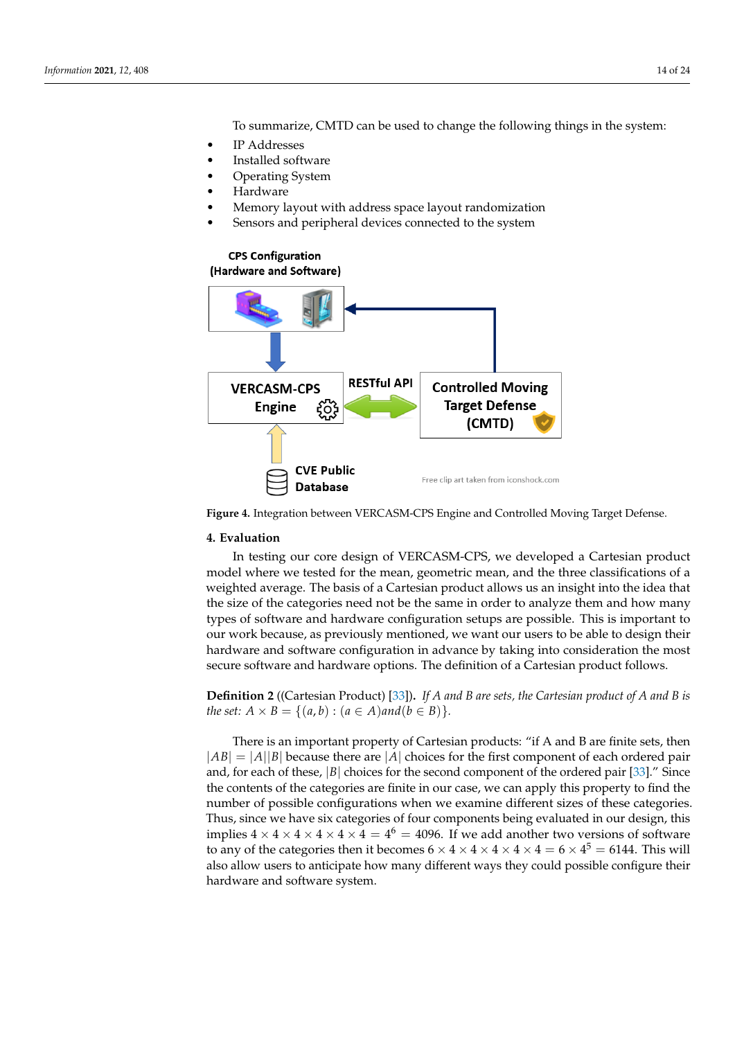To summarize, CMTD can be used to change the following things in the system:

- IP Addresses
- Installed software
- Operating System
- Hardware
- Memory layout with address space layout randomization
- Sensors and peripheral devices connected to the system

**Figure 4.** Integration between VERCASM-CPS Engine and Controlled Moving Target Defense.

## 4. Evaluation

In testing our core design of VERCASM-CPS, we developed a Cartesian product model where we tested for the mean, geometric mean, and the three classifications of a weighted average. The basis of a Cartesian product allows us an insight into the idea that the size of the categories need not be the same in order to analyze them and how many types of software and hardware configuration setups are possible. This is important to our work because, as previously mentioned, we want our users to be able to design their hardware and software configuration in advance by taking into consideration the most secure software and hardware options. The definition of a Cartesian product follows.

**Definition 2** ((Cartesian Product) [33])**.** *If A and B are sets, the Cartesian product of A and B is the set:* $A \times B = \{(a, b) : (a \in A) and (b \in B)\}$.

There is an important property of Cartesian products: "if A and B are finite sets, then $|AB| = |A||B|$ because there are $|A|$ choices for the first component of each ordered pair and, for each of these, $|B|$ choices for the second component of the ordered pair [33]." Since the contents of the categories are finite in our case, we can apply this property to find the number of possible configurations when we examine different sizes of these categories. Thus, since we have six categories of four components being evaluated in our design, this implies $4 \times 4 \times 4 \times 4 \times 4 \times 4 = 4^6 = 4096$. If we add another two versions of software to any of the categories then it becomes $6 \times 4 \times 4 \times 4 \times 4 \times 4 = 6 \times 4^5 = 6144$. This will also allow users to anticipate how many different ways they could possible configure their hardware and software system.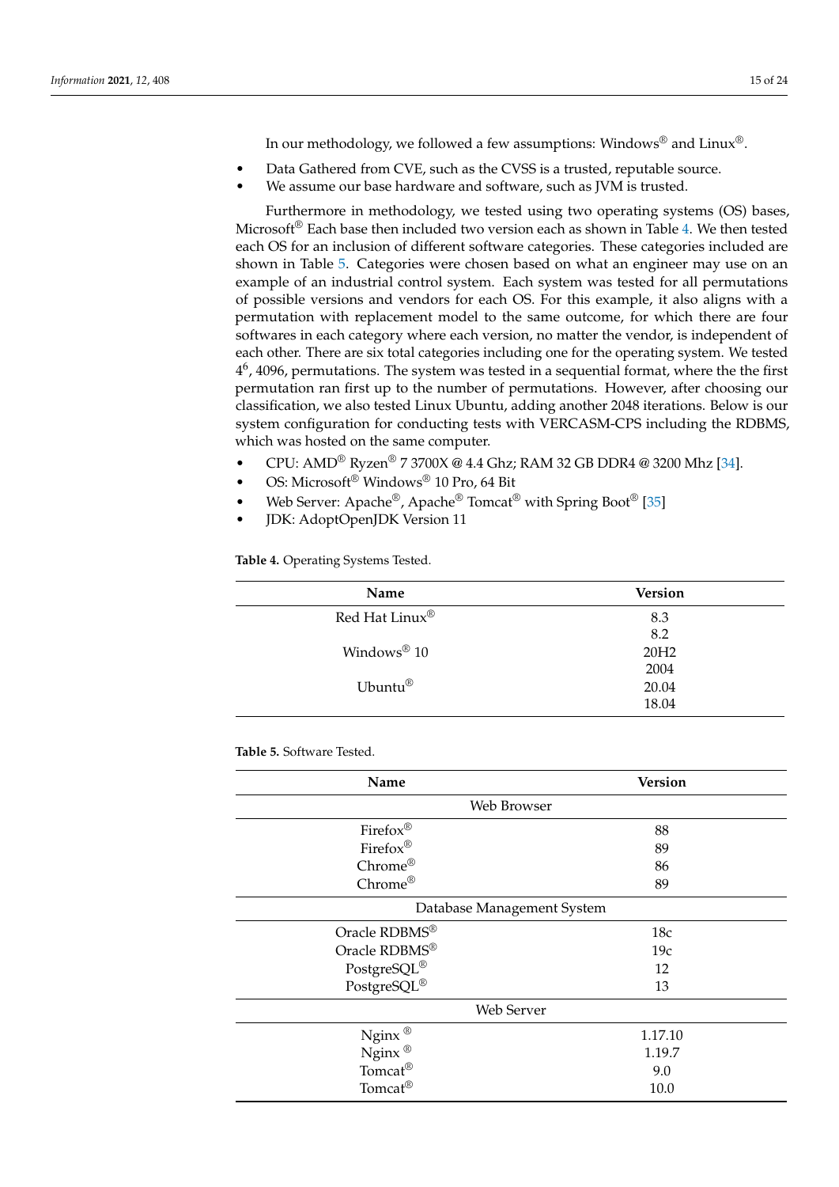In our methodology, we followed a few assumptions: Windows® and Linux®.

- Data Gathered from CVE, such as the CVSS is a trusted, reputable source.
- We assume our base hardware and software, such as JVM is trusted.

Furthermore in methodology, we tested using two operating systems (OS) bases, Microsoft® Each base then included two version each as shown in Table 4. We then tested each OS for an inclusion of different software categories. These categories included are shown in Table 5. Categories were chosen based on what an engineer may use on an example of an industrial control system. Each system was tested for all permutations of possible versions and vendors for each OS. For this example, it also aligns with a permutation with replacement model to the same outcome, for which there are four softwares in each category where each version, no matter the vendor, is independent of each other. There are six total categories including one for the operating system. We tested $4^6$, 4096, permutations. The system was tested in a sequential format, where the the first permutation ran first up to the number of permutations. However, after choosing our classification, we also tested Linux Ubuntu, adding another 2048 iterations. Below is our system configuration for conducting tests with VERCASM-CPS including the RDBMS, which was hosted on the same computer.

- CPU: AMD® Ryzen® 7 3700X @ 4.4 Ghz; RAM 32 GB DDR4 @ 3200 Mhz [34].
- OS: Microsoft® Windows® 10 Pro, 64 Bit
- Web Server: Apache®, Apache® Tomcat® with Spring Boot® [35]
- JDK: AdoptOpenJDK Version 11

**Table 4.** Operating Systems Tested.

| Name | Version |
|---|---|
| Red Hat Linux® | 8.3 |
| | 8.2 |
| Windows® 10 | 20H2 |
| | 2004 |
| Ubuntu® | 20.04 |
| | 18.04 |

**Table 5.** Software Tested.

| Name | Version |
|---|---|
| Web Browser | |
| Firefox® | 88 |
| Firefox® | 89 |
| Chrome® | 86 |
| Chrome® | 89 |
| Database Management System | |
| Oracle RDBMS® | 18c |
| Oracle RDBMS® | 19c |
| PostgreSQL® | 12 |
| PostgreSQL® | 13 |
| Web Server | |
| Nginx ® | 1.17.10 |
| Nginx ® | 1.19.7 |
| Tomcat® | 9.0 |
| Tomcat® | 10.0 |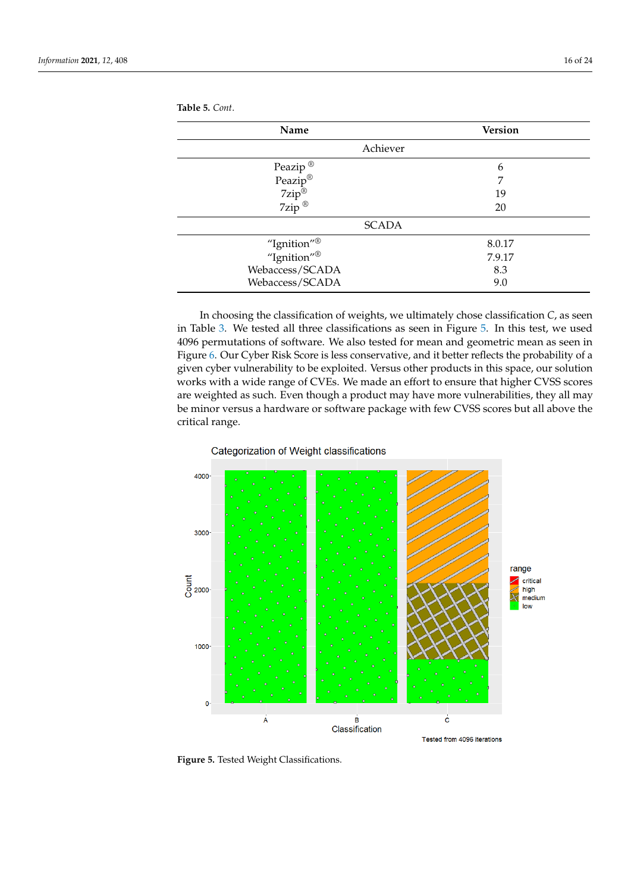**Table 5.** *Cont.*

| Name | Version |
|---|---|
| Achiever | |
| Peazip ® | 6 |
| Peazip® | 7 |
| 7zip® | 19 |
| 7zip ® | 20 |
| SCADA | |
| “Ignition”® | 8.0.17 |
| “Ignition”® | 7.9.17 |
| Webaccess/SCADA | 8.3 |
| Webaccess/SCADA | 9.0 |

In choosing the classification of weights, we ultimately chose classification *C*, as seen in Table 3. We tested all three classifications as seen in Figure 5. In this test, we used 4096 permutations of software. We also tested for mean and geometric mean as seen in Figure 6. Our Cyber Risk Score is less conservative, and it better reflects the probability of a given cyber vulnerability to be exploited. Versus other products in this space, our solution works with a wide range of CVEs. We made an effort to ensure that higher CVSS scores are weighted as such. Even though a product may have more vulnerabilities, they all may be minor versus a hardware or software package with few CVSS scores but all above the critical range.

**Figure 5.** Tested Weight Classifications.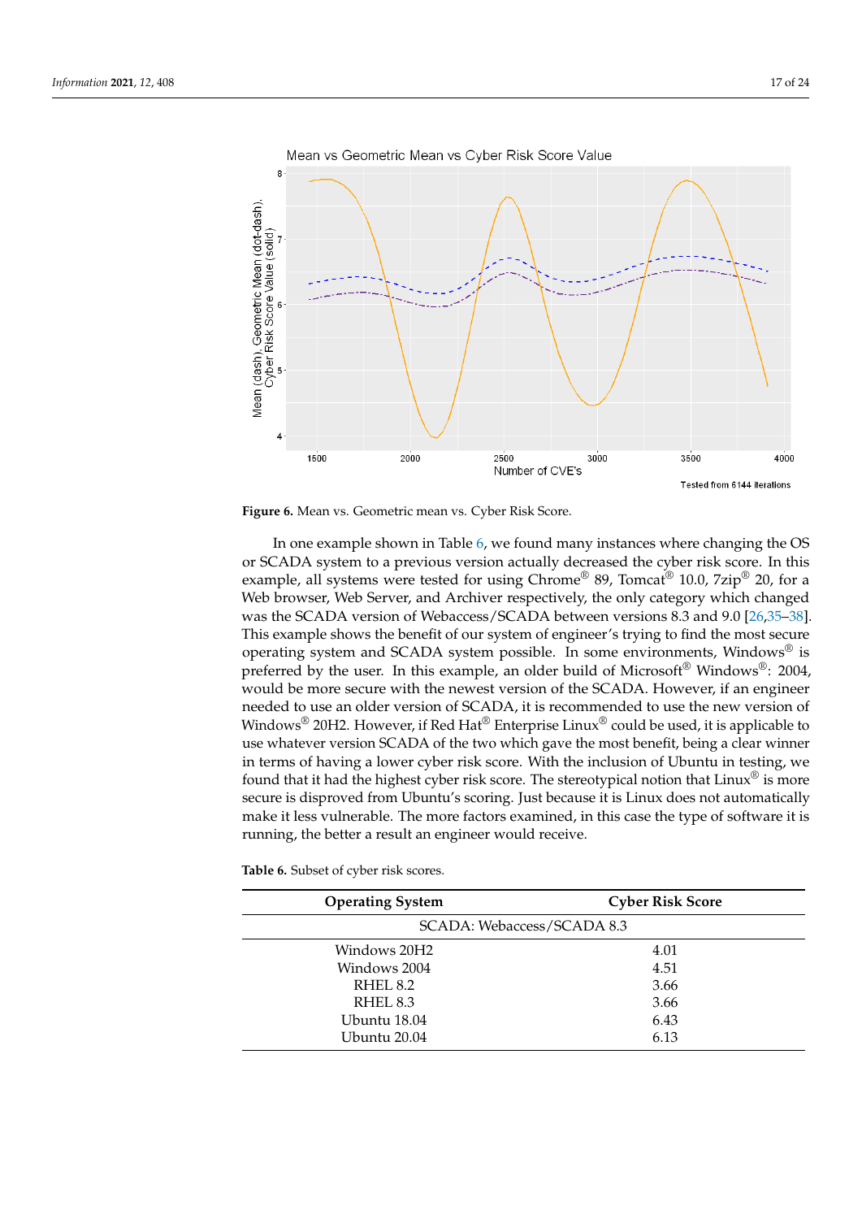**Figure 6.** Mean vs. Geometric mean vs. Cyber Risk Score.

In one example shown in Table 6, we found many instances where changing the OS or SCADA system to a previous version actually decreased the cyber risk score. In this example, all systems were tested for using Chrome® 89, Tomcat® 10.0, 7zip® 20, for a Web browser, Web Server, and Archiver respectively, the only category which changed was the SCADA version of Webaccess/SCADA between versions 8.3 and 9.0 [26,35–38]. This example shows the benefit of our system of engineer's trying to find the most secure operating system and SCADA system possible. In some environments, Windows® is preferred by the user. In this example, an older build of Microsoft® Windows®: 2004, would be more secure with the newest version of the SCADA. However, if an engineer needed to use an older version of SCADA, it is recommended to use the new version of Windows® 20H2. However, if Red Hat® Enterprise Linux® could be used, it is applicable to use whatever version SCADA of the two which gave the most benefit, being a clear winner in terms of having a lower cyber risk score. With the inclusion of Ubuntu in testing, we found that it had the highest cyber risk score. The stereotypical notion that Linux® is more secure is disproved from Ubuntu's scoring. Just because it is Linux does not automatically make it less vulnerable. The more factors examined, in this case the type of software it is running, the better a result an engineer would receive.

**Table 6.** Subset of cyber risk scores.

| Operating System | Cyber Risk Score |
|---|---|
| SCADA: Webaccess/SCADA 8.3 | |
| Windows 20H2 | 4.01 |
| Windows 2004 | 4.51 |
| RHEL 8.2 | 3.66 |
| RHEL 8.3 | 3.66 |
| Ubuntu 18.04 | 6.43 |
| Ubuntu 20.04 | 6.13 |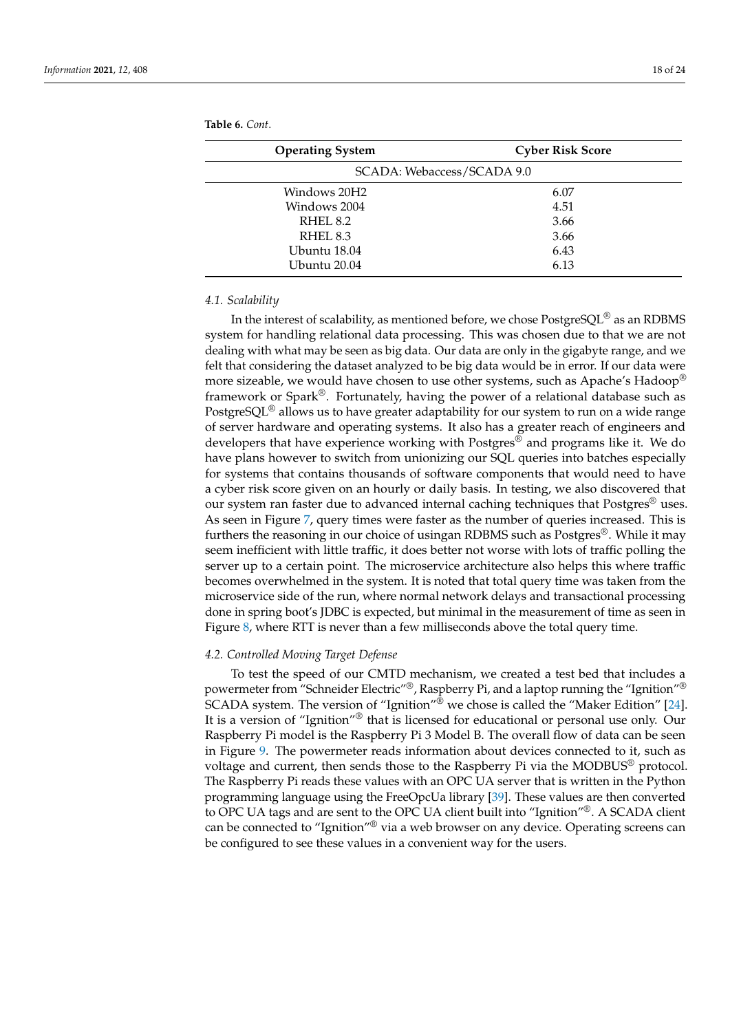**Table 6.** *Cont.*

| Operating System | Cyber Risk Score |
|---|---|
| SCADA: Webaccess/SCADA 9.0 | |
| Windows 20H2 | 6.07 |
| Windows 2004 | 4.51 |
| RHEL 8.2 | 3.66 |
| RHEL 8.3 | 3.66 |
| Ubuntu 18.04 | 6.43 |
| Ubuntu 20.04 | 6.13 |

### *4.1. Scalability*

In the interest of scalability, as mentioned before, we chose PostgreSQL® as an RDBMS system for handling relational data processing. This was chosen due to that we are not dealing with what may be seen as big data. Our data are only in the gigabyte range, and we felt that considering the dataset analyzed to be big data would be in error. If our data were more sizeable, we would have chosen to use other systems, such as Apache's Hadoop® framework or Spark®. Fortunately, having the power of a relational database such as PostgreSQL® allows us to have greater adaptability for our system to run on a wide range of server hardware and operating systems. It also has a greater reach of engineers and developers that have experience working with Postgres® and programs like it. We do have plans however to switch from unionizing our SQL queries into batches especially for systems that contains thousands of software components that would need to have a cyber risk score given on an hourly or daily basis. In testing, we also discovered that our system ran faster due to advanced internal caching techniques that Postgres® uses. As seen in Figure 7, query times were faster as the number of queries increased. This is furthers the reasoning in our choice of usingan RDBMS such as Postgres®. While it may seem inefficient with little traffic, it does better not worse with lots of traffic polling the server up to a certain point. The microservice architecture also helps this where traffic becomes overwhelmed in the system. It is noted that total query time was taken from the microservice side of the run, where normal network delays and transactional processing done in spring boot's JDBC is expected, but minimal in the measurement of time as seen in Figure 8, where RTT is never than a few milliseconds above the total query time.

### *4.2. Controlled Moving Target Defense*

To test the speed of our CMTD mechanism, we created a test bed that includes a powermeter from "Schneider Electric"®, Raspberry Pi, and a laptop running the "Ignition"® SCADA system. The version of "Ignition"® we chose is called the "Maker Edition" [24]. It is a version of "Ignition"® that is licensed for educational or personal use only. Our Raspberry Pi model is the Raspberry Pi 3 Model B. The overall flow of data can be seen in Figure 9. The powermeter reads information about devices connected to it, such as voltage and current, then sends those to the Raspberry Pi via the MODBUS® protocol. The Raspberry Pi reads these values with an OPC UA server that is written in the Python programming language using the FreeOpcUa library [39]. These values are then converted to OPC UA tags and are sent to the OPC UA client built into "Ignition"®. A SCADA client can be connected to "Ignition"® via a web browser on any device. Operating screens can be configured to see these values in a convenient way for the users.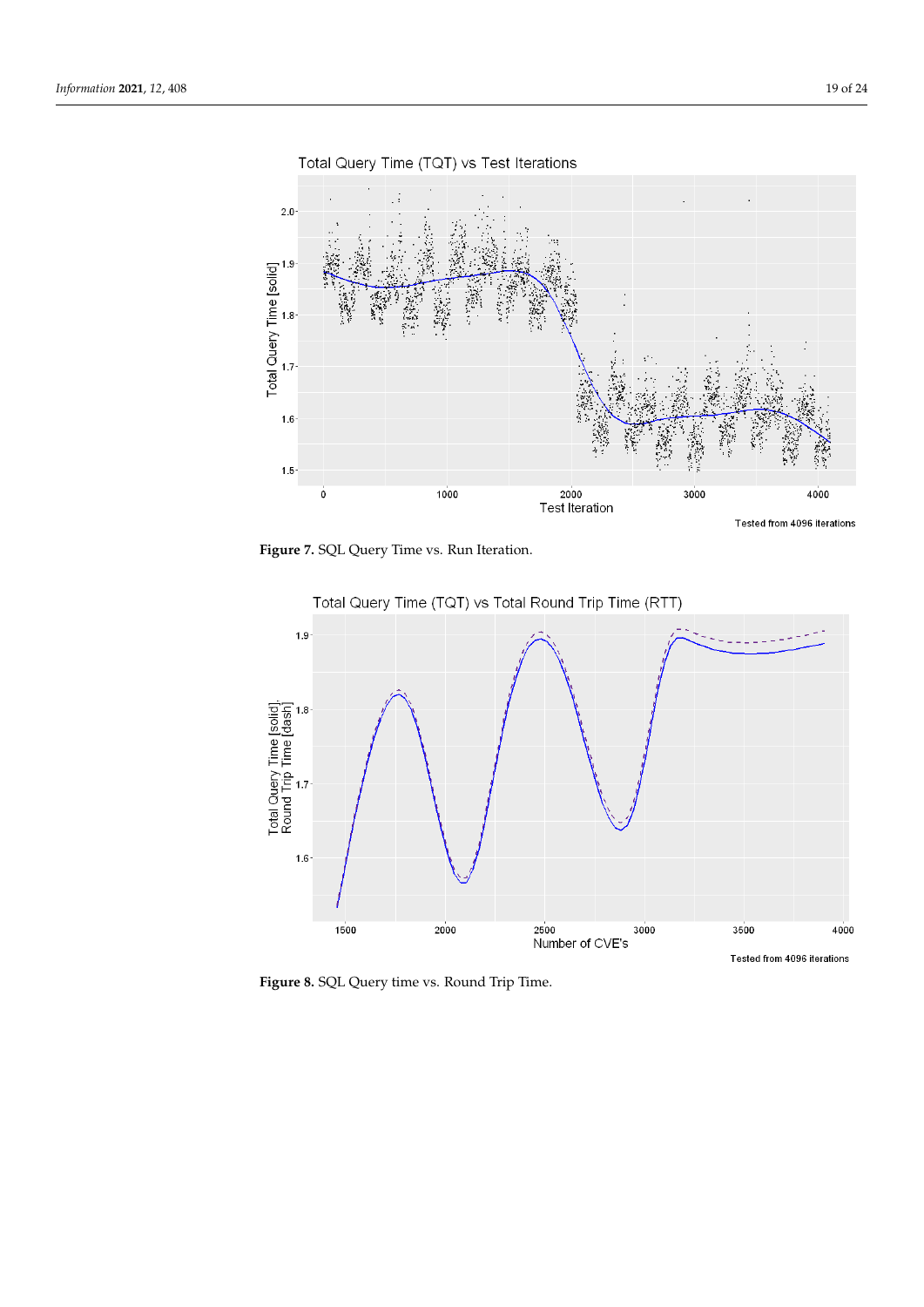**Figure 7.** SQL Query Time vs. Run Iteration.

**Figure 8.** SQL Query time vs. Round Trip Time.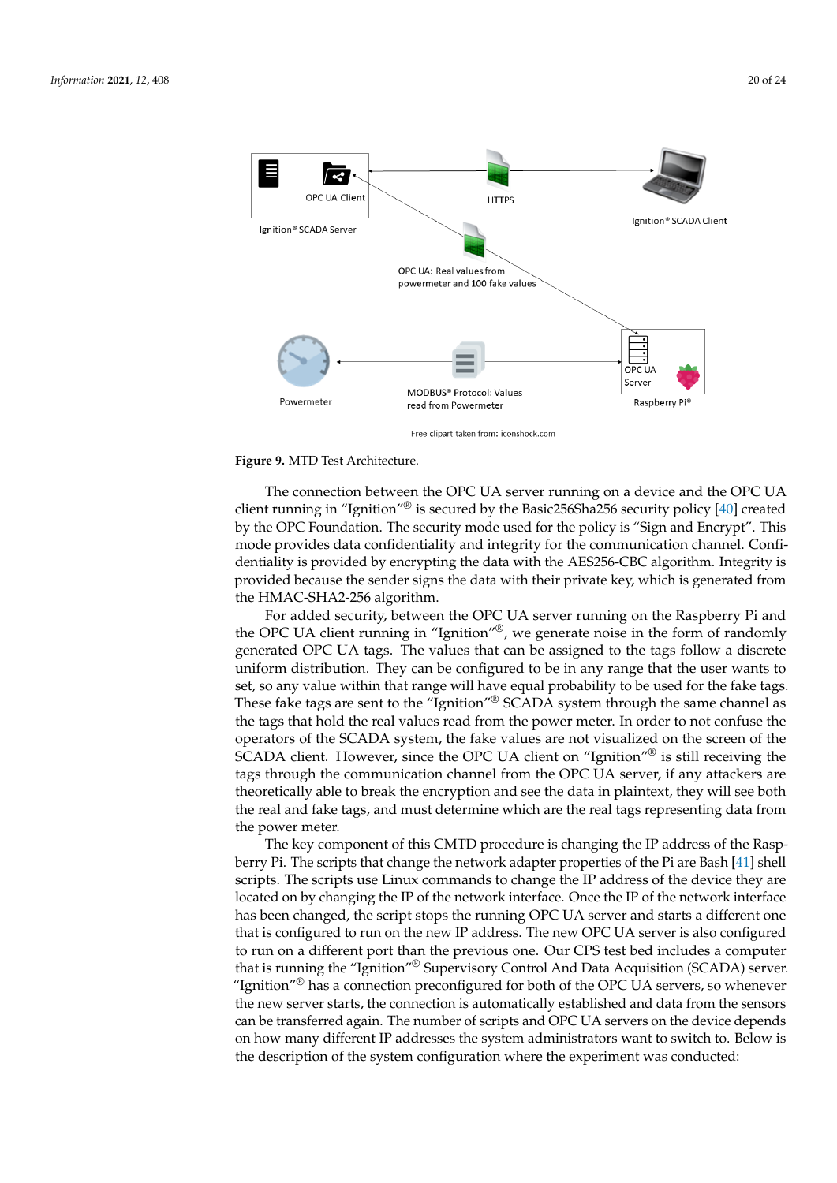**Figure 9.** MTD Test Architecture.

The connection between the OPC UA server running on a device and the OPC UA client running in "Ignition"® is secured by the Basic256Sha256 security policy [40] created by the OPC Foundation. The security mode used for the policy is "Sign and Encrypt". This mode provides data confidentiality and integrity for the communication channel. Confidentiality is provided by encrypting the data with the AES256-CBC algorithm. Integrity is provided because the sender signs the data with their private key, which is generated from the HMAC-SHA2-256 algorithm.

For added security, between the OPC UA server running on the Raspberry Pi and the OPC UA client running in "Ignition"®, we generate noise in the form of randomly generated OPC UA tags. The values that can be assigned to the tags follow a discrete uniform distribution. They can be configured to be in any range that the user wants to set, so any value within that range will have equal probability to be used for the fake tags. These fake tags are sent to the "Ignition"® SCADA system through the same channel as the tags that hold the real values read from the power meter. In order to not confuse the operators of the SCADA system, the fake values are not visualized on the screen of the SCADA client. However, since the OPC UA client on "Ignition"® is still receiving the tags through the communication channel from the OPC UA server, if any attackers are theoretically able to break the encryption and see the data in plaintext, they will see both the real and fake tags, and must determine which are the real tags representing data from the power meter.

The key component of this CMTD procedure is changing the IP address of the Raspberry Pi. The scripts that change the network adapter properties of the Pi are Bash [41] shell scripts. The scripts use Linux commands to change the IP address of the device they are located on by changing the IP of the network interface. Once the IP of the network interface has been changed, the script stops the running OPC UA server and starts a different one that is configured to run on the new IP address. The new OPC UA server is also configured to run on a different port than the previous one. Our CPS test bed includes a computer that is running the "Ignition"® Supervisory Control And Data Acquisition (SCADA) server. "Ignition"® has a connection preconfigured for both of the OPC UA servers, so whenever the new server starts, the connection is automatically established and data from the sensors can be transferred again. The number of scripts and OPC UA servers on the device depends on how many different IP addresses the system administrators want to switch to. Below is the description of the system configuration where the experiment was conducted: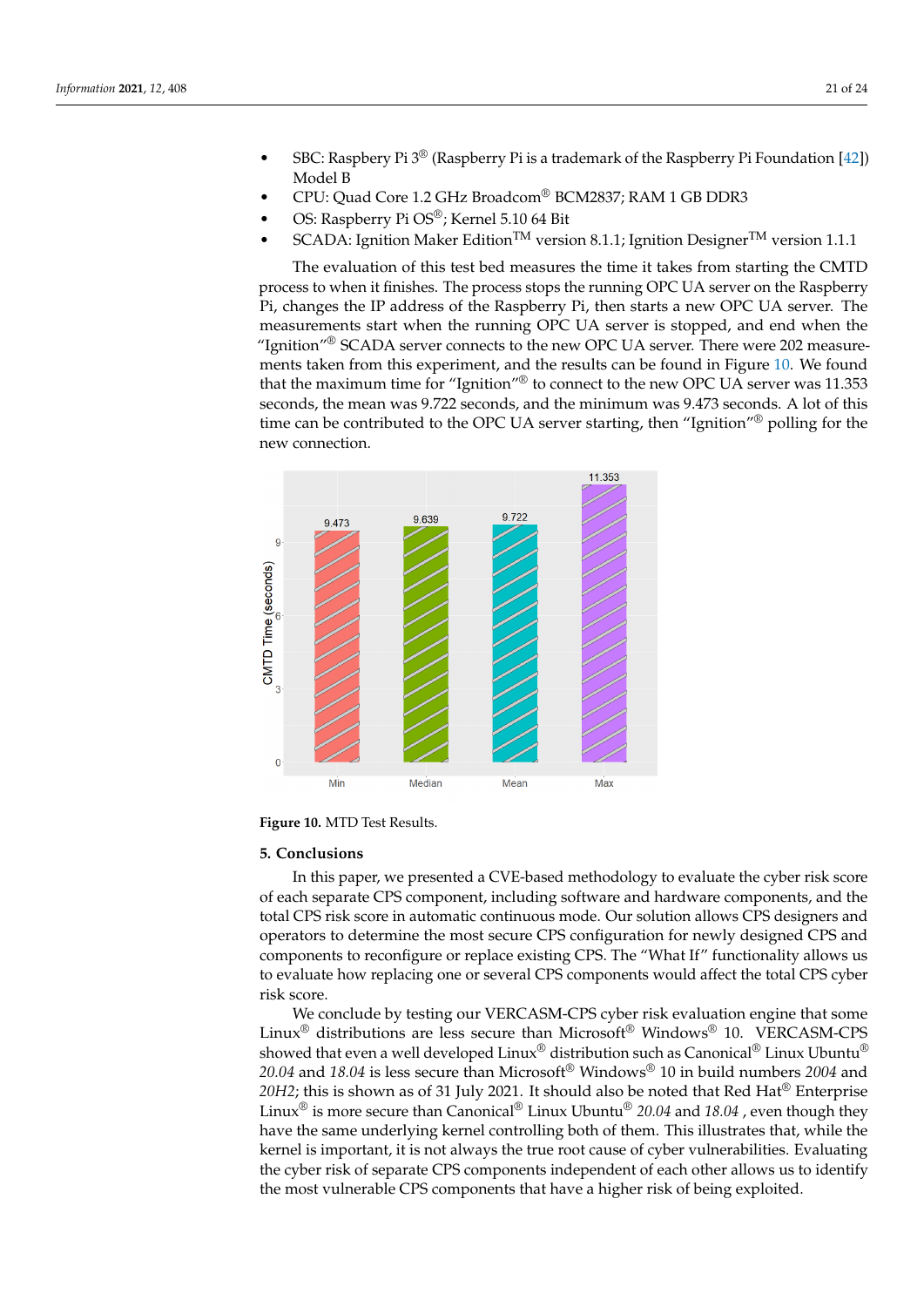- SBC: Raspberry Pi 3® (Raspberry Pi is a trademark of the Raspberry Pi Foundation [42]) Model B
- CPU: Quad Core 1.2 GHz Broadcom® BCM2837; RAM 1 GB DDR3
- OS: Raspberry Pi OS®; Kernel 5.10 64 Bit
- SCADA: Ignition Maker Edition™ version 8.1.1; Ignition Designer™ version 1.1.1

The evaluation of this test bed measures the time it takes from starting the CMTD process to when it finishes. The process stops the running OPC UA server on the Raspberry Pi, changes the IP address of the Raspberry Pi, then starts a new OPC UA server. The measurements start when the running OPC UA server is stopped, and end when the "Ignition"® SCADA server connects to the new OPC UA server. There were 202 measurements taken from this experiment, and the results can be found in Figure 10. We found that the maximum time for "Ignition"® to connect to the new OPC UA server was 11.353 seconds, the mean was 9.722 seconds, and the minimum was 9.473 seconds. A lot of this time can be contributed to the OPC UA server starting, then "Ignition"® polling for the new connection.

**Figure 10.** MTD Test Results.

## 5. Conclusions

In this paper, we presented a CVE-based methodology to evaluate the cyber risk score of each separate CPS component, including software and hardware components, and the total CPS risk score in automatic continuous mode. Our solution allows CPS designers and operators to determine the most secure CPS configuration for newly designed CPS and components to reconfigure or replace existing CPS. The "What If" functionality allows us to evaluate how replacing one or several CPS components would affect the total CPS cyber risk score.

We conclude by testing our VERCASM-CPS cyber risk evaluation engine that some Linux® distributions are less secure than Microsoft® Windows® 10. VERCASM-CPS showed that even a well developed Linux® distribution such as Canonical® Linux Ubuntu® *20.04* and *18.04* is less secure than Microsoft® Windows® 10 in build numbers *2004* and *20H2*; this is shown as of 31 July 2021. It should also be noted that Red Hat® Enterprise Linux® is more secure than Canonical® Linux Ubuntu® *20.04* and *18.04* , even though they have the same underlying kernel controlling both of them. This illustrates that, while the kernel is important, it is not always the true root cause of cyber vulnerabilities. Evaluating the cyber risk of separate CPS components independent of each other allows us to identify the most vulnerable CPS components that have a higher risk of being exploited.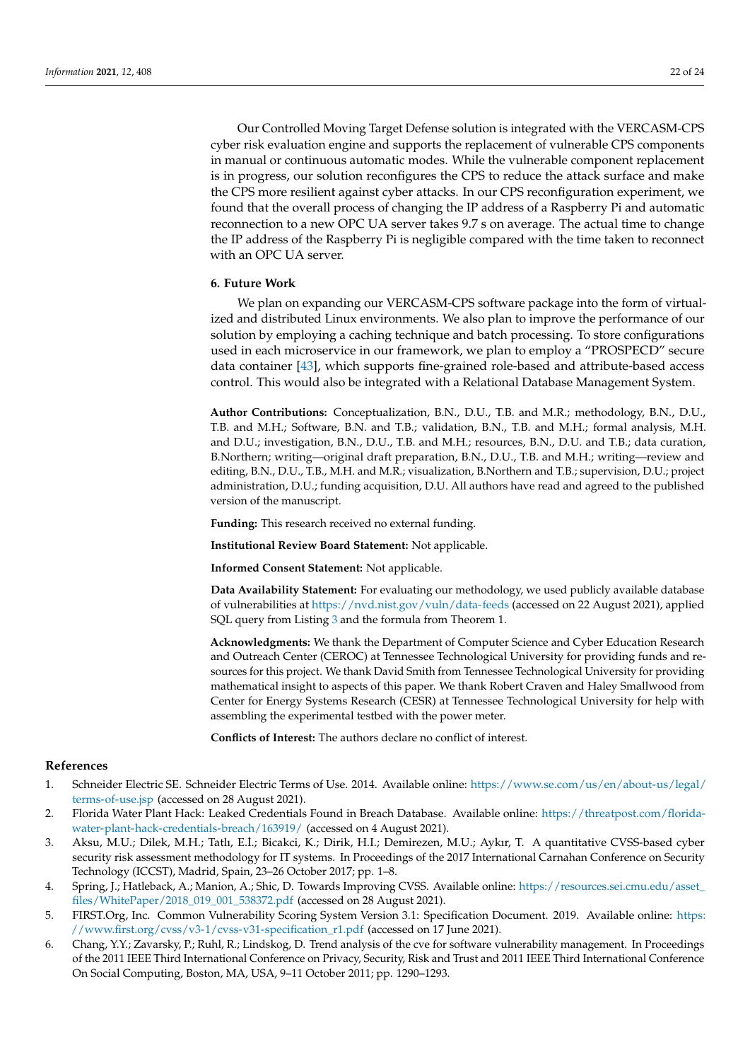Our Controlled Moving Target Defense solution is integrated with the VERCASM-CPS cyber risk evaluation engine and supports the replacement of vulnerable CPS components in manual or continuous automatic modes. While the vulnerable component replacement is in progress, our solution reconfigures the CPS to reduce the attack surface and make the CPS more resilient against cyber attacks. In our CPS reconfiguration experiment, we found that the overall process of changing the IP address of a Raspberry Pi and automatic reconnection to a new OPC UA server takes 9.7 s on average. The actual time to change the IP address of the Raspberry Pi is negligible compared with the time taken to reconnect with an OPC UA server.

## 6. Future Work

We plan on expanding our VERCASM-CPS software package into the form of virtualized and distributed Linux environments. We also plan to improve the performance of our solution by employing a caching technique and batch processing. To store configurations used in each microservice in our framework, we plan to employ a "PROSPECD" secure data container [43], which supports fine-grained role-based and attribute-based access control. This would also be integrated with a Relational Database Management System.

**Author Contributions:** Conceptualization, B.N., D.U., T.B. and M.R.; methodology, B.N., D.U., T.B. and M.H.; Software, B.N. and T.B.; validation, B.N., T.B. and M.H.; formal analysis, M.H. and D.U.; investigation, B.N., D.U., T.B. and M.H.; resources, B.N., D.U. and T.B.; data curation, B.Northern; writing—original draft preparation, B.N., D.U., T.B. and M.H.; writing—review and editing, B.N., D.U., T.B., M.H. and M.R.; visualization, B.Northern and T.B.; supervision, D.U.; project administration, D.U.; funding acquisition, D.U. All authors have read and agreed to the published version of the manuscript.

**Funding:** This research received no external funding.

**Institutional Review Board Statement:** Not applicable.

**Informed Consent Statement:** Not applicable.

**Data Availability Statement:** For evaluating our methodology, we used publicly available database of vulnerabilities at https://nvd.nist.gov/vuln/data-feeds (accessed on 22 August 2021), applied SQL query from Listing 3 and the formula from Theorem 1.

**Acknowledgments:** We thank the Department of Computer Science and Cyber Education Research and Outreach Center (CEROC) at Tennessee Technological University for providing funds and resources for this project. We thank David Smith from Tennessee Technological University for providing mathematical insight to aspects of this paper. We thank Robert Craven and Haley Smallwood from Center for Energy Systems Research (CESR) at Tennessee Technological University for help with assembling the experimental testbed with the power meter.

**Conflicts of Interest:** The authors declare no conflict of interest.

## References

1. Schneider Electric SE. Schneider Electric Terms of Use. 2014. Available online: https://www.se.com/us/en/about-us/legal/terms-of-use.jsp (accessed on 28 August 2021).
2. Florida Water Plant Hack: Leaked Credentials Found in Breach Database. Available online: https://threatpost.com/florida-water-plant-hack-credentials-breach/163919/ (accessed on 4 August 2021).
3. Aksu, M.U.; Dilek, M.H.; Tatlı, E.İ.; Bicakci, K.; Dirik, H.I.; Demirezen, M.U.; Aykır, T. A quantitative CVSS-based cyber security risk assessment methodology for IT systems. In Proceedings of the 2017 International Carnahan Conference on Security Technology (ICCST), Madrid, Spain, 23–26 October 2017; pp. 1–8.
4. Spring, J.; Hatleback, A.; Manion, A.; Shic, D. Towards Improving CVSS. Available online: https://resources.sei.cmu.edu/asset_files/WhitePaper/2018_019_001_538372.pdf (accessed on 28 August 2021).
5. FIRST.Org, Inc. Common Vulnerability Scoring System Version 3.1: Specification Document. 2019. Available online: https://www.first.org/cvss/v3-1/cvss-v31-specification_r1.pdf (accessed on 17 June 2021).
6. Chang, Y.Y.; Zavarsky, P.; Ruhl, R.; Lindskog, D. Trend analysis of the cve for software vulnerability management. In Proceedings of the 2011 IEEE Third International Conference on Privacy, Security, Risk and Trust and 2011 IEEE Third International Conference On Social Computing, Boston, MA, USA, 9–11 October 2011; pp. 1290–1293.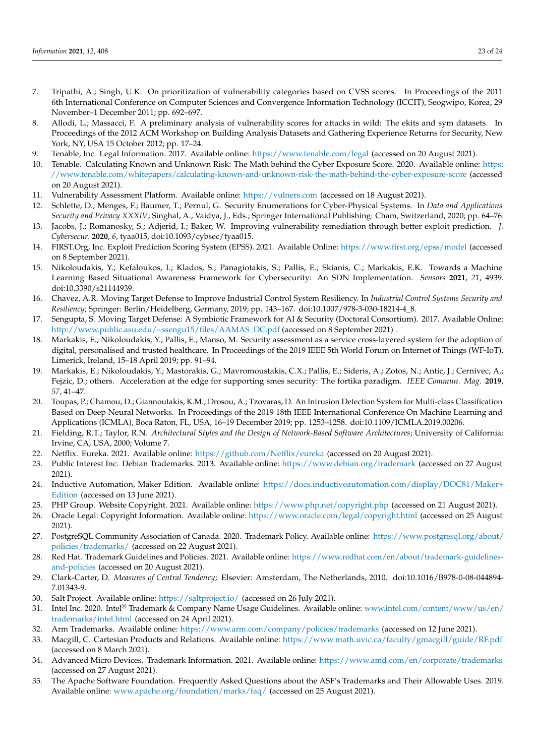7. Tripathi, A.; Singh, U.K. On prioritization of vulnerability categories based on CVSS scores. In Proceedings of the 2011 6th International Conference on Computer Sciences and Convergence Information Technology (ICCIT), Seogwipo, Korea, 29 November–1 December 2011; pp. 692–697.
8. Allodi, L.; Massacci, F. A preliminary analysis of vulnerability scores for attacks in wild: The ekits and sym datasets. In Proceedings of the 2012 ACM Workshop on Building Analysis Datasets and Gathering Experience Returns for Security, New York, NY, USA 15 October 2012; pp. 17–24.
9. Tenable, Inc. Legal Information. 2017. Available online: https://www.tenable.com/legal (accessed on 20 August 2021).
10. Tenable. Calculating Known and Unknown Risk: The Math behind the Cyber Exposure Score. 2020. Available online: https://www.tenable.com/whitepapers/calculating-known-and-unknown-risk-the-math-behind-the-cyber-exposure-score (accessed on 20 August 2021).
11. Vulnerability Assessment Platform. Available online: https://vulners.com (accessed on 18 August 2021).
12. Schlette, D.; Menges, F.; Baumer, T.; Pernul, G. Security Enumerations for Cyber-Physical Systems. In *Data and Applications Security and Privacy XXXIV*; Singhal, A., Vaidya, J., Eds.; Springer International Publishing: Cham, Switzerland, 2020; pp. 64–76.
13. Jacobs, J.; Romanosky, S.; Adjerid, I.; Baker, W. Improving vulnerability remediation through better exploit prediction. *J. Cybersecur.* **2020**, *6*, tyaa015, doi:10.1093/cybsec/tyaa015.
14. FIRST.Org, Inc. Exploit Prediction Scoring System (EPSS). 2021. Available Online: https://www.first.org/epss/model (accessed on 8 September 2021).
15. Nikoloudakis, Y.; Kefaloukos, I.; Klados, S.; Panagiotakis, S.; Pallis, E.; Skianis, C.; Markakis, E.K. Towards a Machine Learning Based Situational Awareness Framework for Cybersecurity: An SDN Implementation. *Sensors* **2021**, *21*, 4939. doi:10.3390/s21144939.
16. Chavez, A.R. Moving Target Defense to Improve Industrial Control System Resiliency. In *Industrial Control Systems Security and Resiliency*; Springer: Berlin/Heidelberg, Germany, 2019; pp. 143–167. doi:10.1007/978-3-030-18214-4_8.
17. Sengupta, S. Moving Target Defense: A Symbiotic Framework for AI & Security (Doctoral Consortium). 2017. Available Online: http://www.public.asu.edu/~ssengu15/files/AAMAS_DC.pdf (accessed on 8 September 2021) .
18. Markakis, E.; Nikoloudakis, Y.; Pallis, E.; Manso, M. Security assessment as a service cross-layered system for the adoption of digital, personalised and trusted healthcare. In Proceedings of the 2019 IEEE 5th World Forum on Internet of Things (WF-IoT), Limerick, Ireland, 15–18 April 2019; pp. 91–94.
19. Markakis, E.; Nikoloudakis, Y.; Mastorakis, G.; Mavromoustakis, C.X.; Pallis, E.; Sideris, A.; Zotos, N.; Antic, J.; Cernivec, A.; Fejzic, D.; others. Acceleration at the edge for supporting smes security: The fortika paradigm. *IEEE Commun. Mag.* **2019**, *57*, 41–47.
20. Toupas, P.; Chamou, D.; Giannoutakis, K.M.; Drosou, A.; Tzovaras, D. An Intrusion Detection System for Multi-class Classification Based on Deep Neural Networks. In Proceedings of the 2019 18th IEEE International Conference On Machine Learning and Applications (ICMLA), Boca Raton, FL, USA, 16–19 December 2019; pp. 1253–1258. doi:10.1109/ICMLA.2019.00206.
21. Fielding, R.T.; Taylor, R.N. *Architectural Styles and the Design of Network-Based Software Architectures*; University of California: Irvine, CA, USA, 2000; Volume 7.
22. Netflix. Eureka. 2021. Available online: https://github.com/Netflix/eureka (accessed on 20 August 2021).
23. Public Interest Inc. Debian Trademarks. 2013. Available online: https://www.debian.org/trademark (accessed on 27 August 2021).
24. Inductive Automation, Maker Edition. Available online: https://docs.inductiveautomation.com/display/DOC81/Maker+Edition (accessed on 13 June 2021).
25. PHP Group. Website Copyright. 2021. Available online: https://www.php.net/copyright.php (accessed on 21 August 2021).
26. Oracle Legal: Copyright Information. Available online: https://www.oracle.com/legal/copyright.html (accessed on 25 August 2021).
27. PostgreSQL Community Association of Canada. 2020. Trademark Policy. Available online: https://www.postgresql.org/about/policies/trademarks/ (accessed on 22 August 2021).
28. Red Hat. Trademark Guidelines and Policies. 2021. Available online: https://www.redhat.com/en/about/trademark-guidelines-and-policies (accessed on 20 August 2021).
29. Clark-Carter, D. *Measures of Central Tendency*; Elsevier: Amsterdam, The Netherlands, 2010. doi:10.1016/B978-0-08-044894-7.01343-9.
30. Salt Project. Available online: https://saltproject.io/ (accessed on 26 July 2021).
31. Intel Inc. 2020. Intel® Trademark & Company Name Usage Guidelines. Available online: www.intel.com/content/www/us/en/trademarks/intel.html (accessed on 24 April 2021).
32. Arm Trademarks. Available online: https://www.arm.com/company/policies/trademarks (accessed on 12 June 2021).
33. Macgill, C. Cartesian Products and Relations. Available online: https://www.math.uvic.ca/faculty/gmacgill/guide/RF.pdf (accessed on 8 March 2021).
34. Advanced Micro Devices. Trademark Information. 2021. Available online: https://www.amd.com/en/corporate/trademarks (accessed on 27 August 2021).
35. The Apache Software Foundation. Frequently Asked Questions about the ASF's Trademarks and Their Allowable Uses. 2019. Available online: www.apache.org/foundation/marks/faq/ (accessed on 25 August 2021).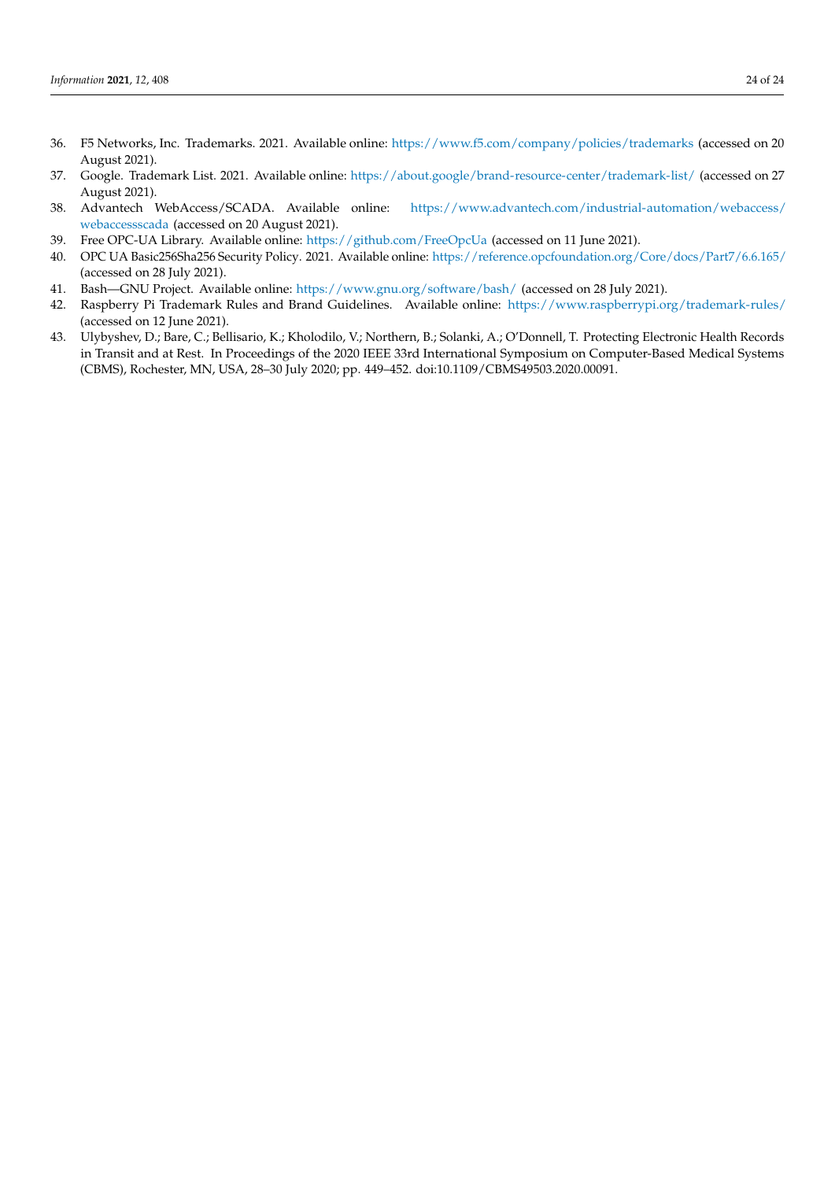36. F5 Networks, Inc. Trademarks. 2021. Available online: https://www.f5.com/company/policies/trademarks (accessed on 20 August 2021).
37. Google. Trademark List. 2021. Available online: https://about.google/brand-resource-center/trademark-list/ (accessed on 27 August 2021).
38. Advantech WebAccess/SCADA. Available online: https://www.advantech.com/industrial-automation/webaccess/webaccessscada (accessed on 20 August 2021).
39. Free OPC-UA Library. Available online: https://github.com/FreeOpcUa (accessed on 11 June 2021).
40. OPC UA Basic256Sha256 Security Policy. 2021. Available online: https://reference.opcfoundation.org/Core/docs/Part7/6.6.165/ (accessed on 28 July 2021).
41. Bash—GNU Project. Available online: https://www.gnu.org/software/bash/ (accessed on 28 July 2021).
42. Raspberry Pi Trademark Rules and Brand Guidelines. Available online: https://www.raspberrypi.org/trademark-rules/ (accessed on 12 June 2021).
43. Ulybyshev, D.; Bare, C.; Bellisario, K.; Kholodilo, V.; Northern, B.; Solanki, A.; O'Donnell, T. Protecting Electronic Health Records in Transit and at Rest. In Proceedings of the 2020 IEEE 33rd International Symposium on Computer-Based Medical Systems (CBMS), Rochester, MN, USA, 28–30 July 2020; pp. 449–452. doi:10.1109/CBMS49503.2020.00091.